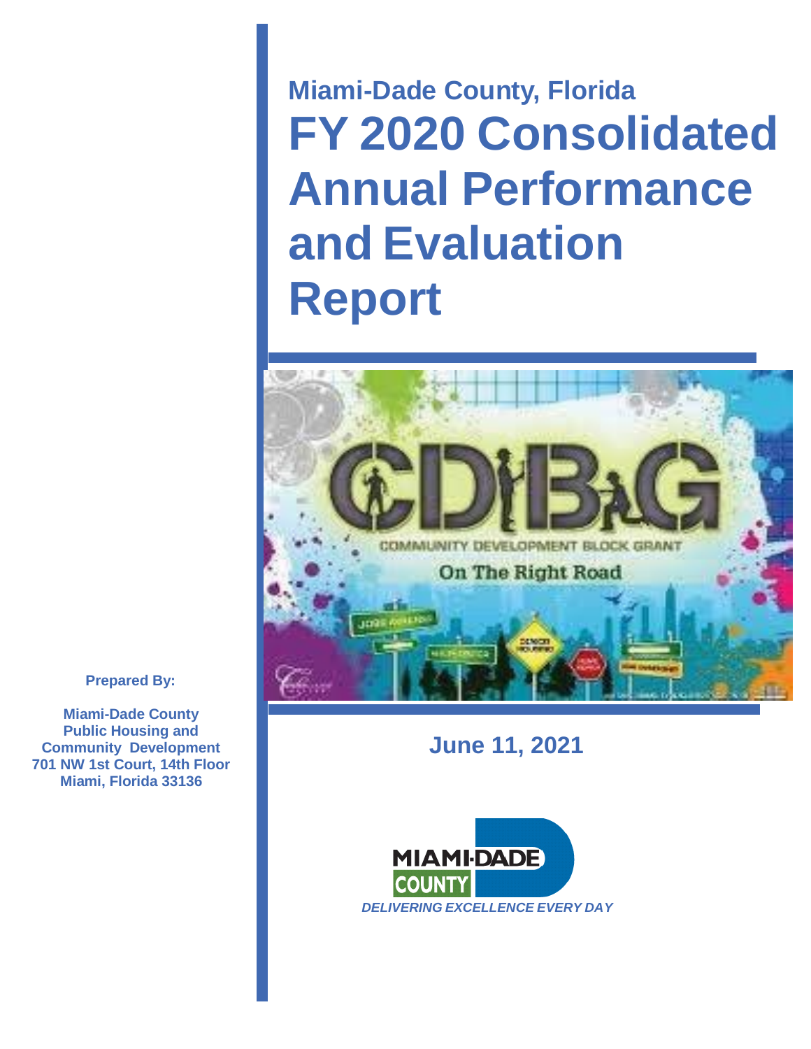# Miami-Dade County, Florida

# FY 2020 Consolidated Annual Performance and Evaluation Report

**June 11, 2021**

**Prepared By:**

**Miami-Dade County**
**Public Housing and Community Development**
**701 NW 1st Court, 14th Floor**
**Miami, Florida 33136**

MIAMI-DADE COUNTY

*DELIVERING EXCELLENCE EVERY DAY*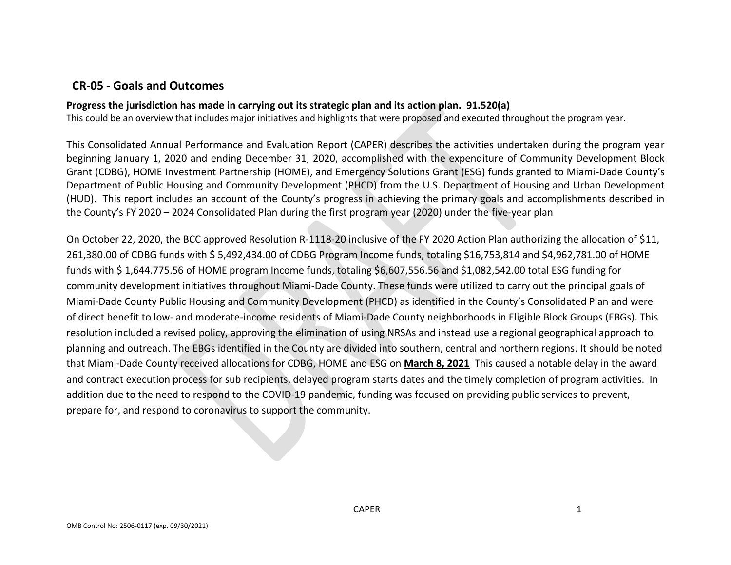## CR-05 - Goals and Outcomes

**Progress the jurisdiction has made in carrying out its strategic plan and its action plan. 91.520(a)**

This could be an overview that includes major initiatives and highlights that were proposed and executed throughout the program year.

This Consolidated Annual Performance and Evaluation Report (CAPER) describes the activities undertaken during the program year beginning January 1, 2020 and ending December 31, 2020, accomplished with the expenditure of Community Development Block Grant (CDBG), HOME Investment Partnership (HOME), and Emergency Solutions Grant (ESG) funds granted to Miami-Dade County's Department of Public Housing and Community Development (PHCD) from the U.S. Department of Housing and Urban Development (HUD). This report includes an account of the County's progress in achieving the primary goals and accomplishments described in the County's FY 2020 – 2024 Consolidated Plan during the first program year (2020) under the five-year plan

On October 22, 2020, the BCC approved Resolution R-1118-20 inclusive of the FY 2020 Action Plan authorizing the allocation of $11, 261,380.00 of CDBG funds with $ 5,492,434.00 of CDBG Program Income funds, totaling $16,753,814 and $4,962,781.00 of HOME funds with $ 1,644.775.56 of HOME program Income funds, totaling $6,607,556.56 and $1,082,542.00 total ESG funding for community development initiatives throughout Miami-Dade County. These funds were utilized to carry out the principal goals of Miami-Dade County Public Housing and Community Development (PHCD) as identified in the County's Consolidated Plan and were of direct benefit to low- and moderate-income residents of Miami-Dade County neighborhoods in Eligible Block Groups (EBGs). This resolution included a revised policy, approving the elimination of using NRSAs and instead use a regional geographical approach to planning and outreach. The EBGs identified in the County are divided into southern, central and northern regions. It should be noted that Miami-Dade County received allocations for CDBG, HOME and ESG on **March 8, 2021** This caused a notable delay in the award and contract execution process for sub recipients, delayed program starts dates and the timely completion of program activities. In addition due to the need to respond to the COVID-19 pandemic, funding was focused on providing public services to prevent, prepare for, and respond to coronavirus to support the community.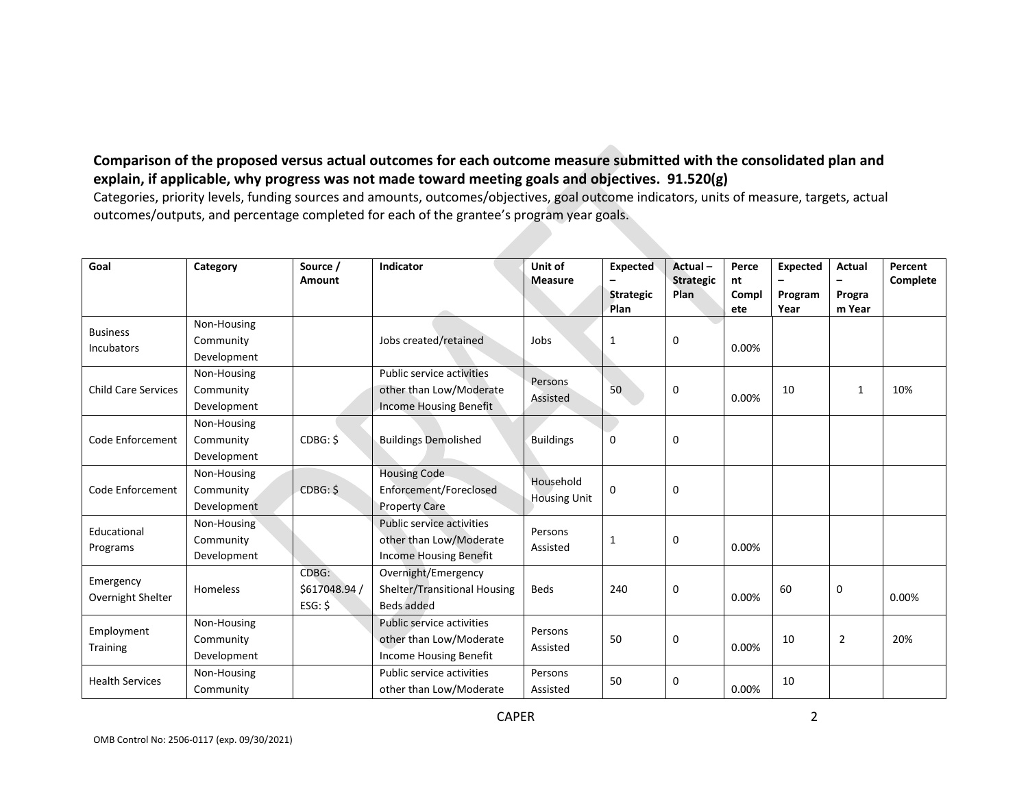**Comparison of the proposed versus actual outcomes for each outcome measure submitted with the consolidated plan and explain, if applicable, why progress was not made toward meeting goals and objectives. 91.520(g)**

Categories, priority levels, funding sources and amounts, outcomes/objectives, goal outcome indicators, units of measure, targets, actual outcomes/outputs, and percentage completed for each of the grantee's program year goals.

| Goal | Category | Source / Amount | Indicator | Unit of Measure | Expected – Strategic Plan | Actual – Strategic Plan | Percent Complete | Expected – Program Year | Actual – Program Year | Percent Complete |
|---|---|---|---|---|---|---|---|---|---|---|
| Business Incubators | Non-Housing Community Development | | Jobs created/retained | Jobs | 1 | 0 | 0.00% | | | |
| Child Care Services | Non-Housing Community Development | | Public service activities other than Low/Moderate Income Housing Benefit | Persons Assisted | 50 | 0 | 0.00% | 10 | 1 | 10% |
| Code Enforcement | Non-Housing Community Development | CDBG: $ | Buildings Demolished | Buildings | 0 | 0 | | | | |
| Code Enforcement | Non-Housing Community Development | CDBG: $ | Housing Code Enforcement/Foreclosed Property Care | Household Housing Unit | 0 | 0 | | | | |
| Educational Programs | Non-Housing Community Development | | Public service activities other than Low/Moderate Income Housing Benefit | Persons Assisted | 1 | 0 | 0.00% | | | |
| Emergency Overnight Shelter | Homeless | CDBG: $617048.94 / ESG: $ | Overnight/Emergency Shelter/Transitional Housing Beds added | Beds | 240 | 0 | 0.00% | 60 | 0 | 0.00% |
| Employment Training | Non-Housing Community Development | | Public service activities other than Low/Moderate Income Housing Benefit | Persons Assisted | 50 | 0 | 0.00% | 10 | 2 | 20% |
| Health Services | Non-Housing Community | | Public service activities other than Low/Moderate | Persons Assisted | 50 | 0 | 0.00% | 10 | | |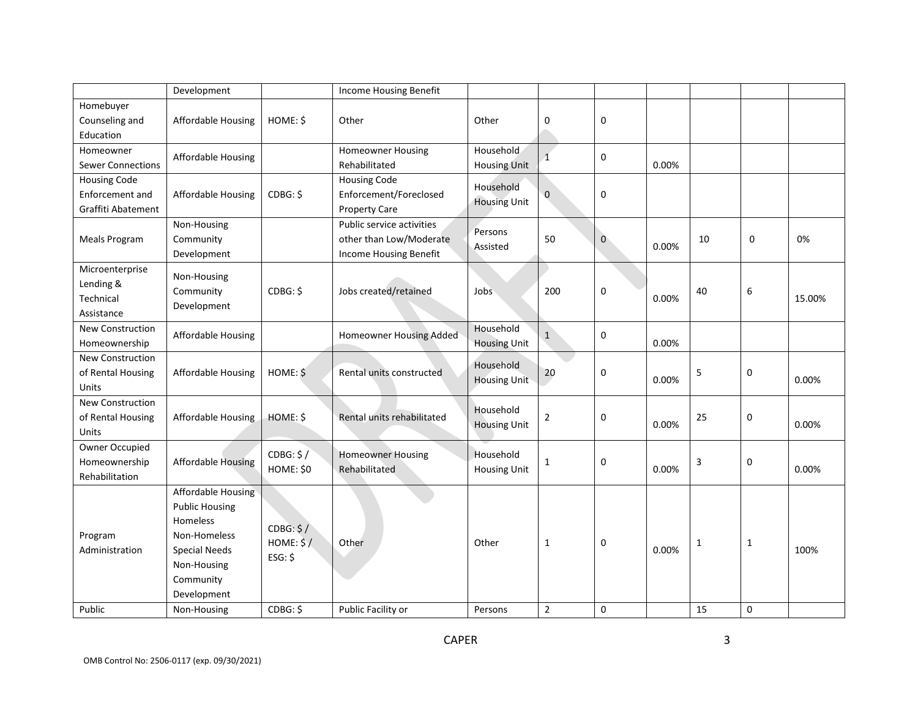|  |  |  |  |  |  |  |  |  |  |  |
|---|---|---|---|---|---|---|---|---|---|---|
|  | Development |  | Income Housing Benefit |  |  |  |  |  |  |  |
| Homebuyer Counseling and Education | Affordable Housing | HOME: $ | Other | Other | 0 | 0 |  |  |  |  |
| Homeowner Sewer Connections | Affordable Housing |  | Homeowner Housing Rehabilitated | Household Housing Unit | 1 | 0 | 0.00% |  |  |  |
| Housing Code Enforcement and Graffiti Abatement | Affordable Housing | CDBG: $ | Housing Code Enforcement/Foreclosed Property Care | Household Housing Unit | 0 | 0 |  |  |  |  |
| Meals Program | Non-Housing Community Development |  | Public service activities other than Low/Moderate Income Housing Benefit | Persons Assisted | 50 | 0 | 0.00% | 10 | 0 | 0% |
| Microenterprise Lending & Technical Assistance | Non-Housing Community Development | CDBG: $ | Jobs created/retained | Jobs | 200 | 0 | 0.00% | 40 | 6 | 15.00% |
| New Construction Homeownership | Affordable Housing |  | Homeowner Housing Added | Household Housing Unit | 1 | 0 | 0.00% |  |  |  |
| New Construction of Rental Housing Units | Affordable Housing | HOME: $ | Rental units constructed | Household Housing Unit | 20 | 0 | 0.00% | 5 | 0 | 0.00% |
| New Construction of Rental Housing Units | Affordable Housing | HOME: $ | Rental units rehabilitated | Household Housing Unit | 2 | 0 | 0.00% | 25 | 0 | 0.00% |
| Owner Occupied Homeownership Rehabilitation | Affordable Housing | CDBG: $ / HOME: $0 | Homeowner Housing Rehabilitated | Household Housing Unit | 1 | 0 | 0.00% | 3 | 0 | 0.00% |
| Program Administration | Affordable Housing Public Housing Homeless Non-Homeless Special Needs Non-Housing Community Development | CDBG: $ / HOME: $ / ESG: $ | Other | Other | 1 | 0 | 0.00% | 1 | 1 | 100% |
| Public | Non-Housing | CDBG: $ | Public Facility or | Persons | 2 | 0 |  | 15 | 0 |  |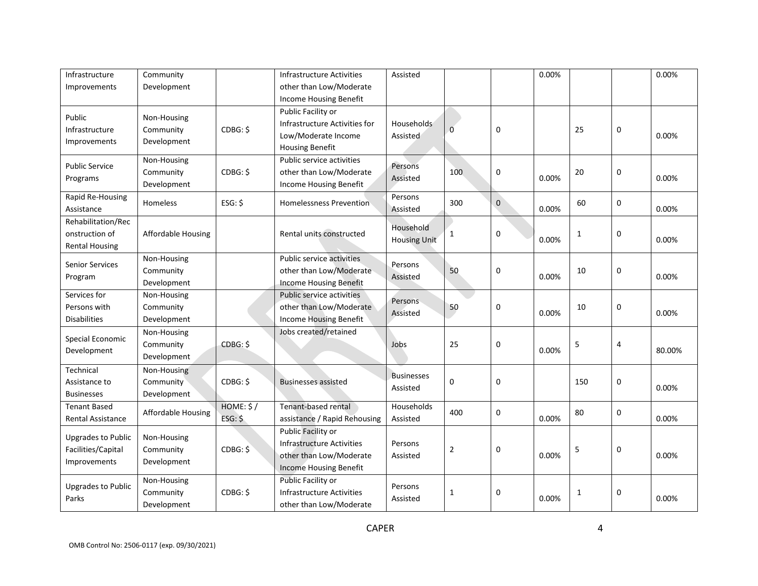| Infrastructure Improvements | Community Development | | Infrastructure Activities other than Low/Moderate Income Housing Benefit | Assisted | | | 0.00% | | | 0.00% |
|---|---|---|---|---|---|---|---|---|---|---|
| Public Infrastructure Improvements | Non-Housing Community Development | CDBG: $ | Public Facility or Infrastructure Activities for Low/Moderate Income Housing Benefit | Households Assisted | 0 | 0 | | 25 | 0 | 0.00% |
| Public Service Programs | Non-Housing Community Development | CDBG: $ | Public service activities other than Low/Moderate Income Housing Benefit | Persons Assisted | 100 | 0 | 0.00% | 20 | 0 | 0.00% |
| Rapid Re-Housing Assistance | Homeless | ESG: $ | Homelessness Prevention | Persons Assisted | 300 | 0 | 0.00% | 60 | 0 | 0.00% |
| Rehabilitation/Reconstruction of Rental Housing | Affordable Housing | | Rental units constructed | Household Housing Unit | 1 | 0 | 0.00% | 1 | 0 | 0.00% |
| Senior Services Program | Non-Housing Community Development | | Public service activities other than Low/Moderate Income Housing Benefit | Persons Assisted | 50 | 0 | 0.00% | 10 | 0 | 0.00% |
| Services for Persons with Disabilities | Non-Housing Community Development | | Public service activities other than Low/Moderate Income Housing Benefit | Persons Assisted | 50 | 0 | 0.00% | 10 | 0 | 0.00% |
| Special Economic Development | Non-Housing Community Development | CDBG: $ | Jobs created/retained | Jobs | 25 | 0 | 0.00% | 5 | 4 | 80.00% |
| Technical Assistance to Businesses | Non-Housing Community Development | CDBG: $ | Businesses assisted | Businesses Assisted | 0 | 0 | | 150 | 0 | 0.00% |
| Tenant Based Rental Assistance | Affordable Housing | HOME: $ / ESG: $ | Tenant-based rental assistance / Rapid Rehousing | Households Assisted | 400 | 0 | 0.00% | 80 | 0 | 0.00% |
| Upgrades to Public Facilities/Capital Improvements | Non-Housing Community Development | CDBG: $ | Public Facility or Infrastructure Activities other than Low/Moderate Income Housing Benefit | Persons Assisted | 2 | 0 | 0.00% | 5 | 0 | 0.00% |
| Upgrades to Public Parks | Non-Housing Community Development | CDBG: $ | Public Facility or Infrastructure Activities other than Low/Moderate | Persons Assisted | 1 | 0 | 0.00% | 1 | 0 | 0.00% |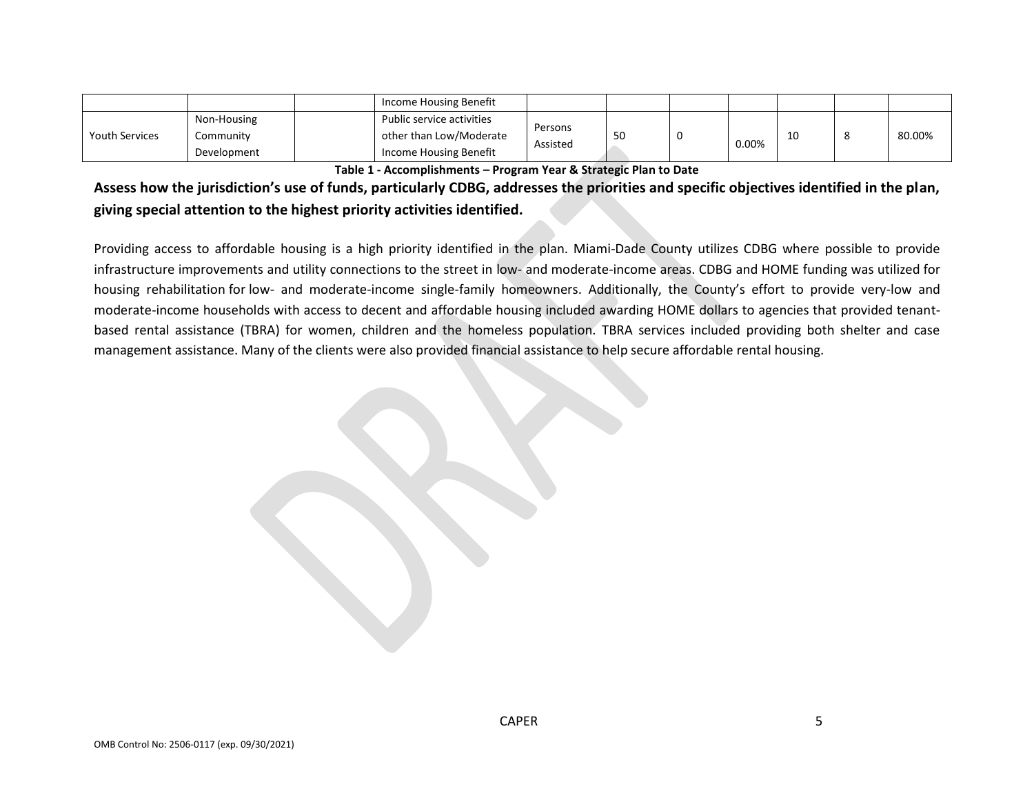| | | | Income Housing Benefit | | | | | | | |
|---|---|---|---|---|---|---|---|---|---|---|
| Youth Services | Non-Housing Community Development | | Public service activities other than Low/Moderate Income Housing Benefit | Persons Assisted | 50 | 0 | 0.00% | 10 | 8 | 80.00% |

**Table 1 - Accomplishments – Program Year & Strategic Plan to Date**

**Assess how the jurisdiction's use of funds, particularly CDBG, addresses the priorities and specific objectives identified in the plan, giving special attention to the highest priority activities identified.**

Providing access to affordable housing is a high priority identified in the plan. Miami-Dade County utilizes CDBG where possible to provide infrastructure improvements and utility connections to the street in low- and moderate-income areas. CDBG and HOME funding was utilized for housing rehabilitation for low- and moderate-income single-family homeowners. Additionally, the County's effort to provide very-low and moderate-income households with access to decent and affordable housing included awarding HOME dollars to agencies that provided tenant-based rental assistance (TBRA) for women, children and the homeless population. TBRA services included providing both shelter and case management assistance. Many of the clients were also provided financial assistance to help secure affordable rental housing.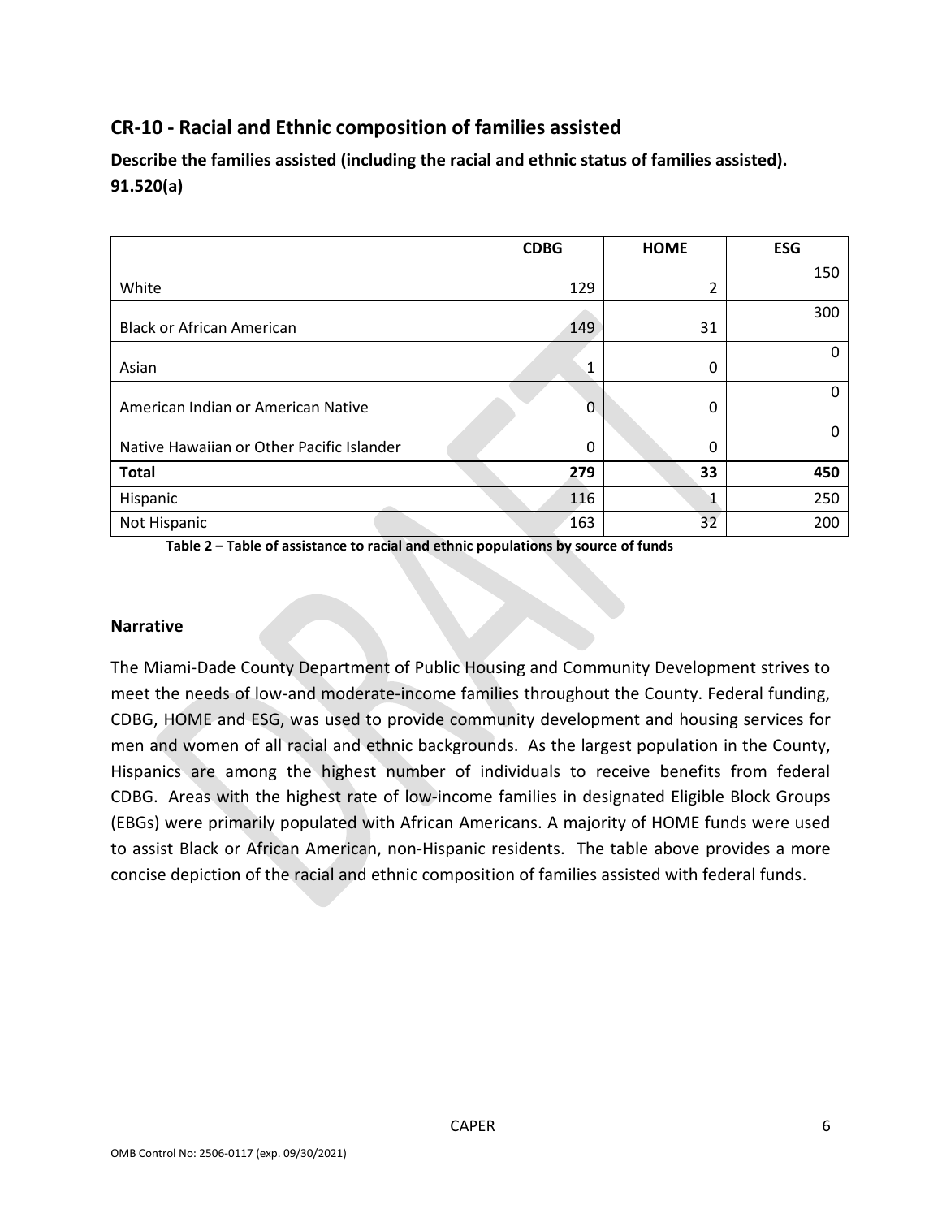## CR-10 - Racial and Ethnic composition of families assisted

**Describe the families assisted (including the racial and ethnic status of families assisted). 91.520(a)**

| | CDBG | HOME | ESG |
|---|---|---|---|
| White | 129 | 2 | 150 |
| Black or African American | 149 | 31 | 300 |
| Asian | 1 | 0 | 0 |
| American Indian or American Native | 0 | 0 | 0 |
| Native Hawaiian or Other Pacific Islander | 0 | 0 | 0 |
| **Total** | **279** | **33** | **450** |
| Hispanic | 116 | 1 | 250 |
| Not Hispanic | 163 | 32 | 200 |

**Table 2 – Table of assistance to racial and ethnic populations by source of funds**

### Narrative

The Miami-Dade County Department of Public Housing and Community Development strives to meet the needs of low-and moderate-income families throughout the County. Federal funding, CDBG, HOME and ESG, was used to provide community development and housing services for men and women of all racial and ethnic backgrounds. As the largest population in the County, Hispanics are among the highest number of individuals to receive benefits from federal CDBG. Areas with the highest rate of low-income families in designated Eligible Block Groups (EBGs) were primarily populated with African Americans. A majority of HOME funds were used to assist Black or African American, non-Hispanic residents. The table above provides a more concise depiction of the racial and ethnic composition of families assisted with federal funds.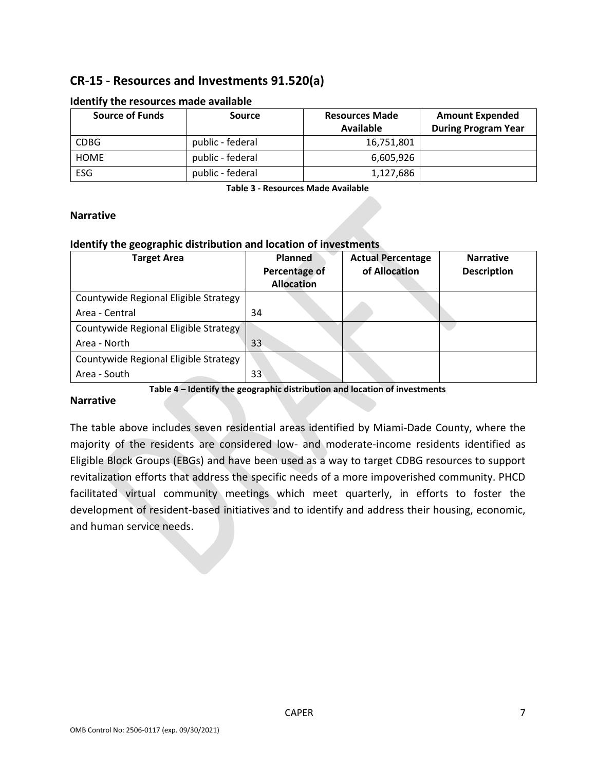## CR-15 - Resources and Investments 91.520(a)

### Identify the resources made available

| Source of Funds | Source | Resources Made Available | Amount Expended During Program Year |
|---|---|---|---|
| CDBG | public - federal | 16,751,801 | |
| HOME | public - federal | 6,605,926 | |
| ESG | public - federal | 1,127,686 | |

**Table 3 - Resources Made Available**

### Narrative

### Identify the geographic distribution and location of investments

| Target Area | Planned Percentage of Allocation | Actual Percentage of Allocation | Narrative Description |
|---|---|---|---|
| Countywide Regional Eligible Strategy Area - Central | 34 | | |
| Countywide Regional Eligible Strategy Area - North | 33 | | |
| Countywide Regional Eligible Strategy Area - South | 33 | | |

**Table 4 – Identify the geographic distribution and location of investments**

### Narrative

The table above includes seven residential areas identified by Miami-Dade County, where the majority of the residents are considered low- and moderate-income residents identified as Eligible Block Groups (EBGs) and have been used as a way to target CDBG resources to support revitalization efforts that address the specific needs of a more impoverished community. PHCD facilitated virtual community meetings which meet quarterly, in efforts to foster the development of resident-based initiatives and to identify and address their housing, economic, and human service needs.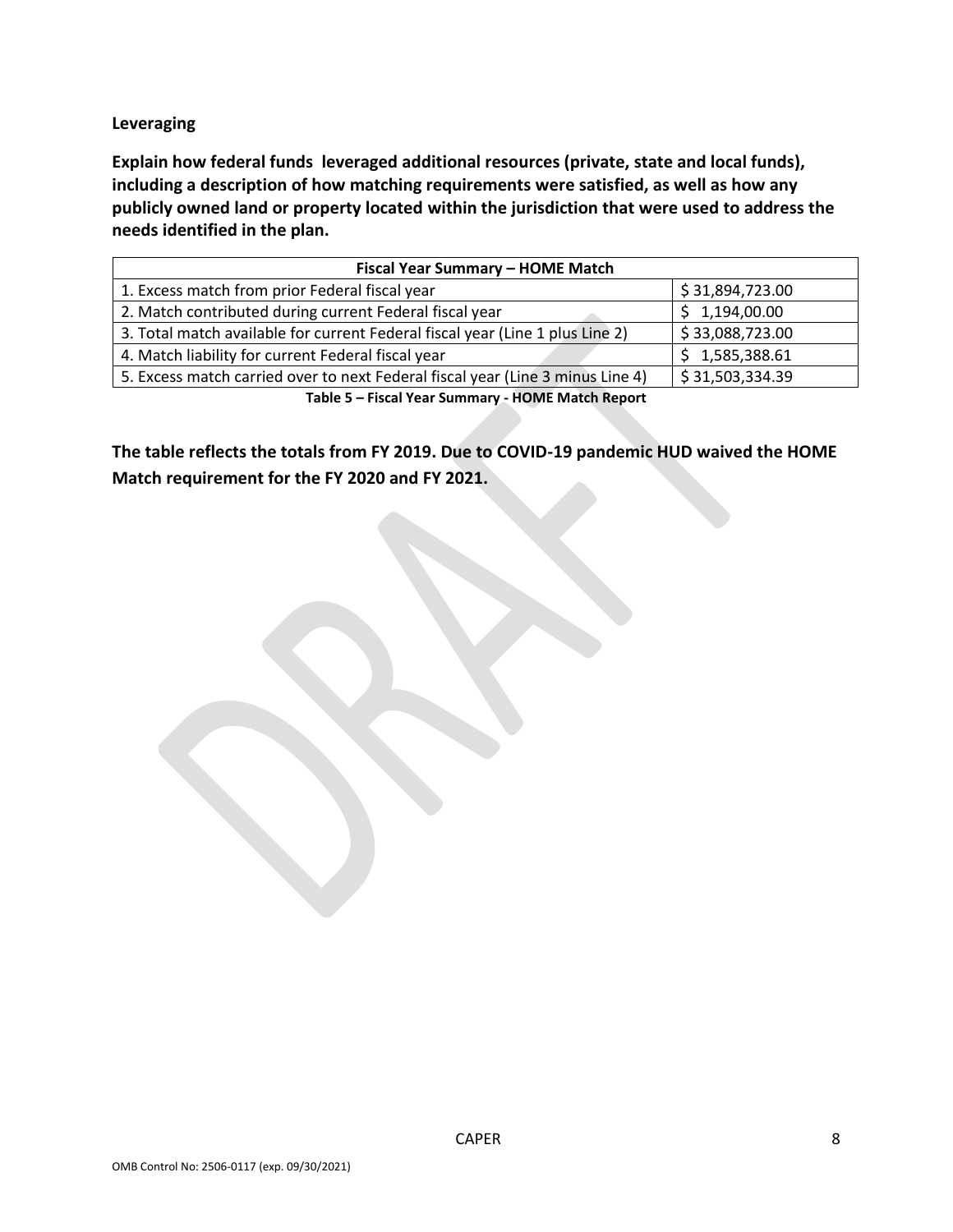**Leveraging**

**Explain how federal funds leveraged additional resources (private, state and local funds), including a description of how matching requirements were satisfied, as well as how any publicly owned land or property located within the jurisdiction that were used to address the needs identified in the plan.**

| Fiscal Year Summary – HOME Match | |
|---|---|
| 1. Excess match from prior Federal fiscal year | $ 31,894,723.00 |
| 2. Match contributed during current Federal fiscal year | $ 1,194,00.00 |
| 3. Total match available for current Federal fiscal year (Line 1 plus Line 2) | $ 33,088,723.00 |
| 4. Match liability for current Federal fiscal year | $ 1,585,388.61 |
| 5. Excess match carried over to next Federal fiscal year (Line 3 minus Line 4) | $ 31,503,334.39 |

**Table 5 – Fiscal Year Summary - HOME Match Report**

**The table reflects the totals from FY 2019. Due to COVID-19 pandemic HUD waived the HOME Match requirement for the FY 2020 and FY 2021.**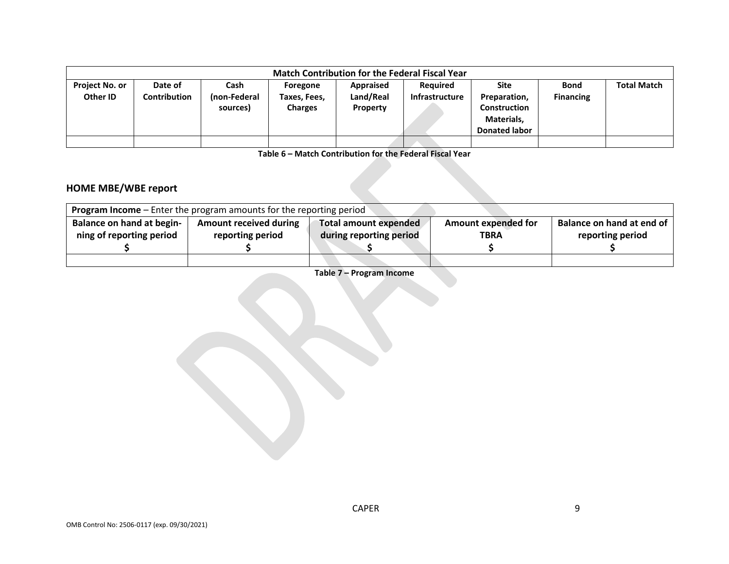| Match Contribution for the Federal Fiscal Year | | | | | | | | |
|---|---|---|---|---|---|---|---|---|
| Project No. or Other ID | Date of Contribution | Cash (non-Federal sources) | Foregone Taxes, Fees, Charges | Appraised Land/Real Property | Required Infrastructure | Site Preparation, Construction Materials, Donated labor | Bond Financing | Total Match |
| | | | | | | | | |

**Table 6 – Match Contribution for the Federal Fiscal Year**

## HOME MBE/WBE report

| **Program Income** – Enter the program amounts for the reporting period | | | | |
|---|---|---|---|---|
| **Balance on hand at begin-ning of reporting period $** | **Amount received during reporting period $** | **Total amount expended during reporting period $** | **Amount expended for TBRA $** | **Balance on hand at end of reporting period $** |
| | | | | |

**Table 7 – Program Income**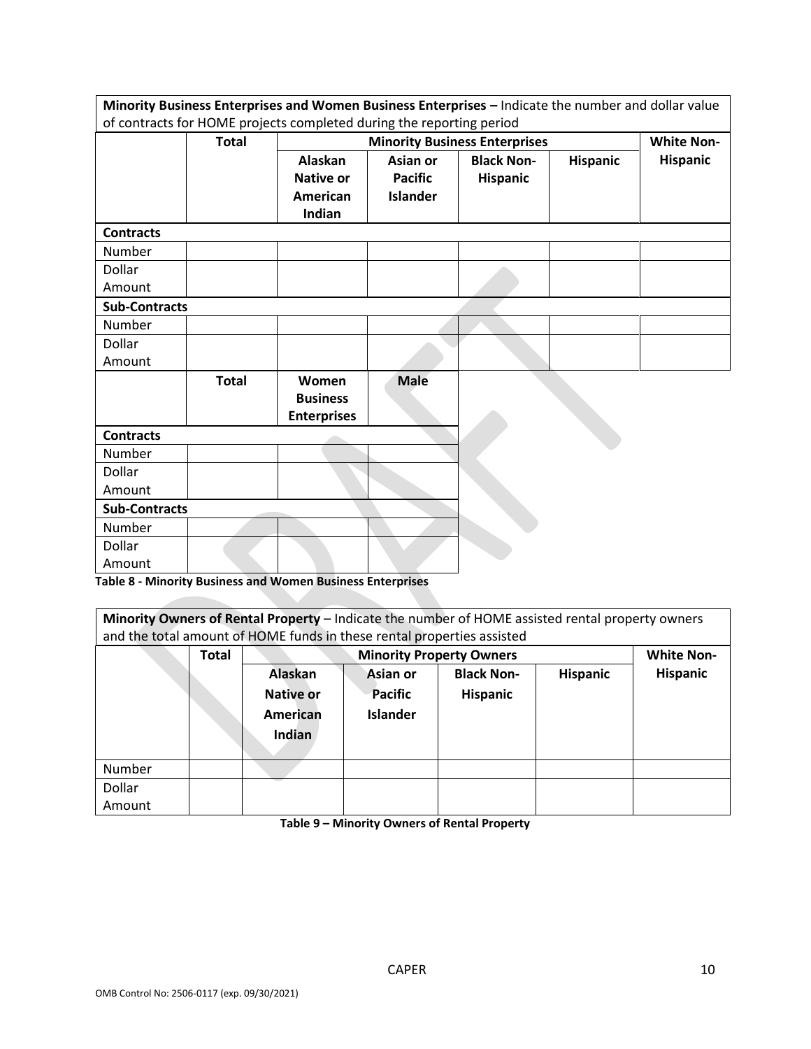| **Minority Business Enterprises and Women Business Enterprises –** Indicate the number and dollar value of contracts for HOME projects completed during the reporting period | | | | | | |
|---|---|---|---|---|---|---|
| | **Total** | **Minority Business Enterprises** | | | | **White Non-Hispanic** |
| | | **Alaskan Native or American Indian** | **Asian or Pacific Islander** | **Black Non-Hispanic** | **Hispanic** | |
| **Contracts** | | | | | | |
| Number | | | | | | |
| Dollar Amount | | | | | | |
| **Sub-Contracts** | | | | | | |
| Number | | | | | | |
| Dollar Amount | | | | | | |

| | **Total** | **Women Business Enterprises** | **Male** |
|---|---|---|---|
| **Contracts** | | | |
| Number | | | |
| Dollar Amount | | | |
| **Sub-Contracts** | | | |
| Number | | | |
| Dollar Amount | | | |

**Table 8 - Minority Business and Women Business Enterprises**

| **Minority Owners of Rental Property** – Indicate the number of HOME assisted rental property owners and the total amount of HOME funds in these rental properties assisted | | | | | | |
|---|---|---|---|---|---|---|
| | **Total** | **Minority Property Owners** | | | | **White Non-Hispanic** |
| | | **Alaskan Native or American Indian** | **Asian or Pacific Islander** | **Black Non-Hispanic** | **Hispanic** | |
| Number | | | | | | |
| Dollar Amount | | | | | | |

**Table 9 – Minority Owners of Rental Property**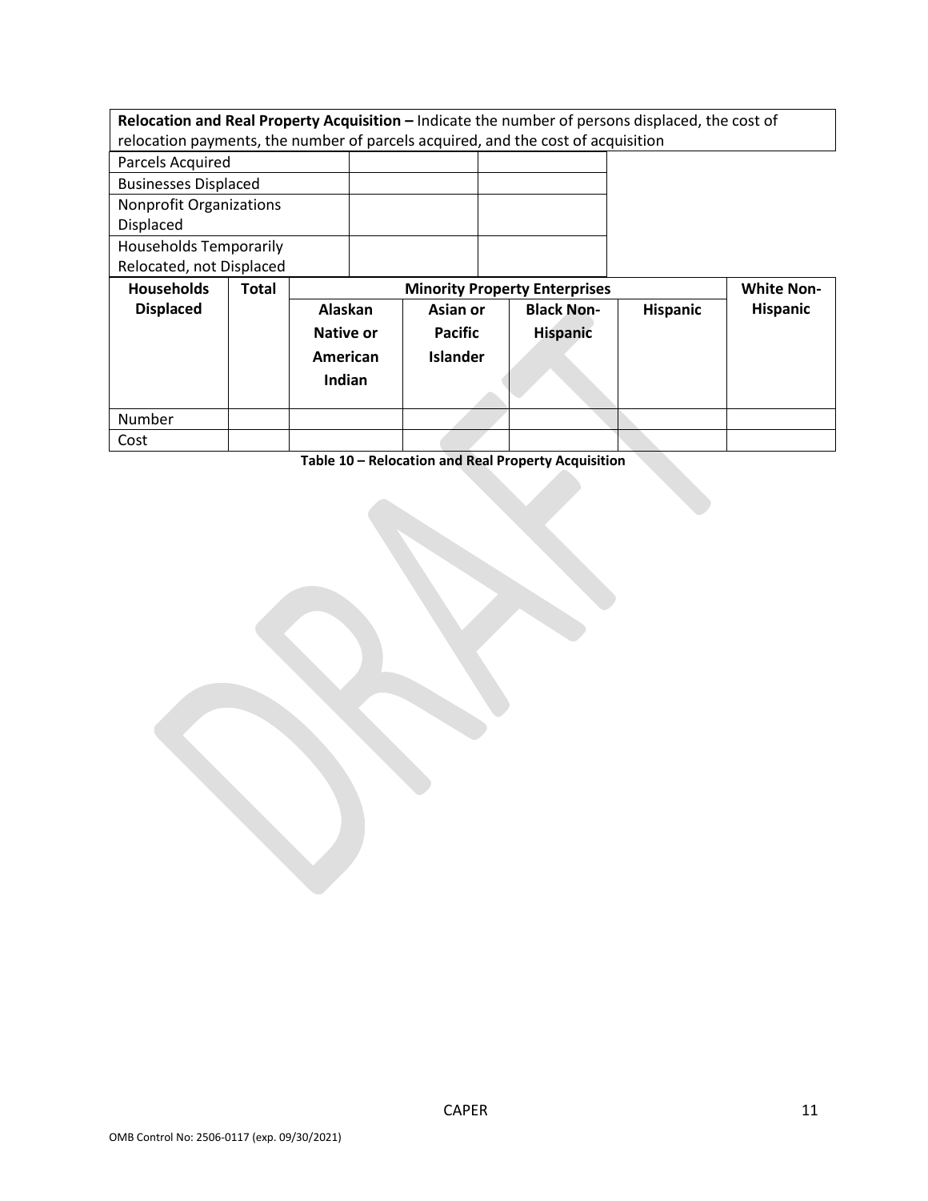**Relocation and Real Property Acquisition –** Indicate the number of persons displaced, the cost of relocation payments, the number of parcels acquired, and the cost of acquisition

| | | |
|---|---|---|
| Parcels Acquired | | |
| Businesses Displaced | | |
| Nonprofit Organizations Displaced | | |
| Households Temporarily Relocated, not Displaced | | |

| Households Displaced | Total | Minority Property Enterprises | | | | White Non-Hispanic |
|---|---|---|---|---|---|---|
| | | Alaskan Native or American Indian | Asian or Pacific Islander | Black Non-Hispanic | Hispanic | |
| Number | | | | | | |
| Cost | | | | | | |

**Table 10 – Relocation and Real Property Acquisition**

CAPER

OMB Control No: 2506-0117 (exp. 09/30/2021)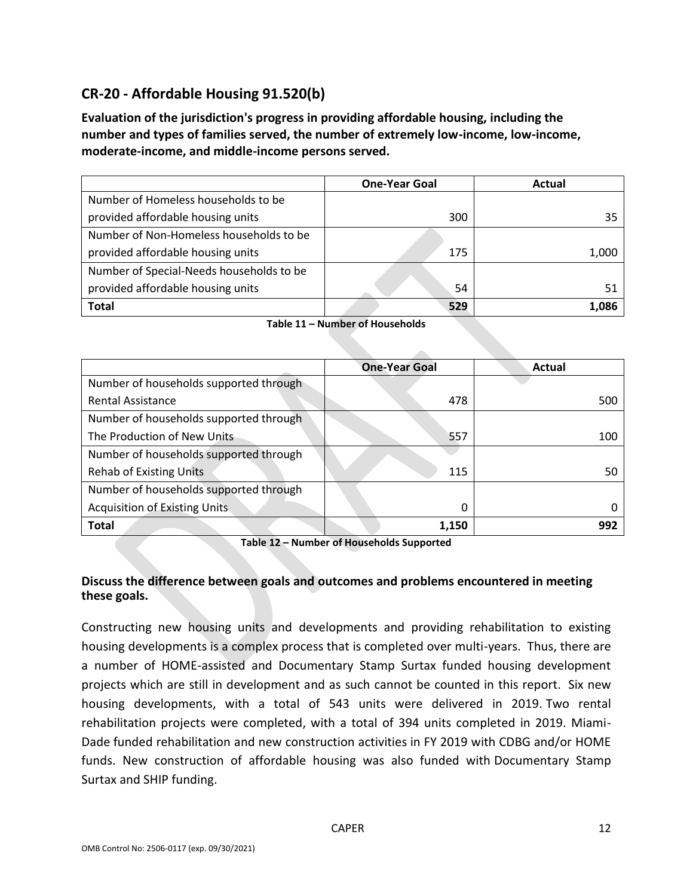## CR-20 - Affordable Housing 91.520(b)

**Evaluation of the jurisdiction's progress in providing affordable housing, including the number and types of families served, the number of extremely low-income, low-income, moderate-income, and middle-income persons served.**

| | One-Year Goal | Actual |
|---|---|---|
| Number of Homeless households to be provided affordable housing units | 300 | 35 |
| Number of Non-Homeless households to be provided affordable housing units | 175 | 1,000 |
| Number of Special-Needs households to be provided affordable housing units | 54 | 51 |
| **Total** | **529** | **1,086** |

**Table 11 – Number of Households**

| | One-Year Goal | Actual |
|---|---|---|
| Number of households supported through Rental Assistance | 478 | 500 |
| Number of households supported through The Production of New Units | 557 | 100 |
| Number of households supported through Rehab of Existing Units | 115 | 50 |
| Number of households supported through Acquisition of Existing Units | 0 | 0 |
| **Total** | **1,150** | **992** |

**Table 12 – Number of Households Supported**

### Discuss the difference between goals and outcomes and problems encountered in meeting these goals.

Constructing new housing units and developments and providing rehabilitation to existing housing developments is a complex process that is completed over multi-years. Thus, there are a number of HOME-assisted and Documentary Stamp Surtax funded housing development projects which are still in development and as such cannot be counted in this report. Six new housing developments, with a total of 543 units were delivered in 2019. Two rental rehabilitation projects were completed, with a total of 394 units completed in 2019. Miami-Dade funded rehabilitation and new construction activities in FY 2019 with CDBG and/or HOME funds. New construction of affordable housing was also funded with Documentary Stamp Surtax and SHIP funding.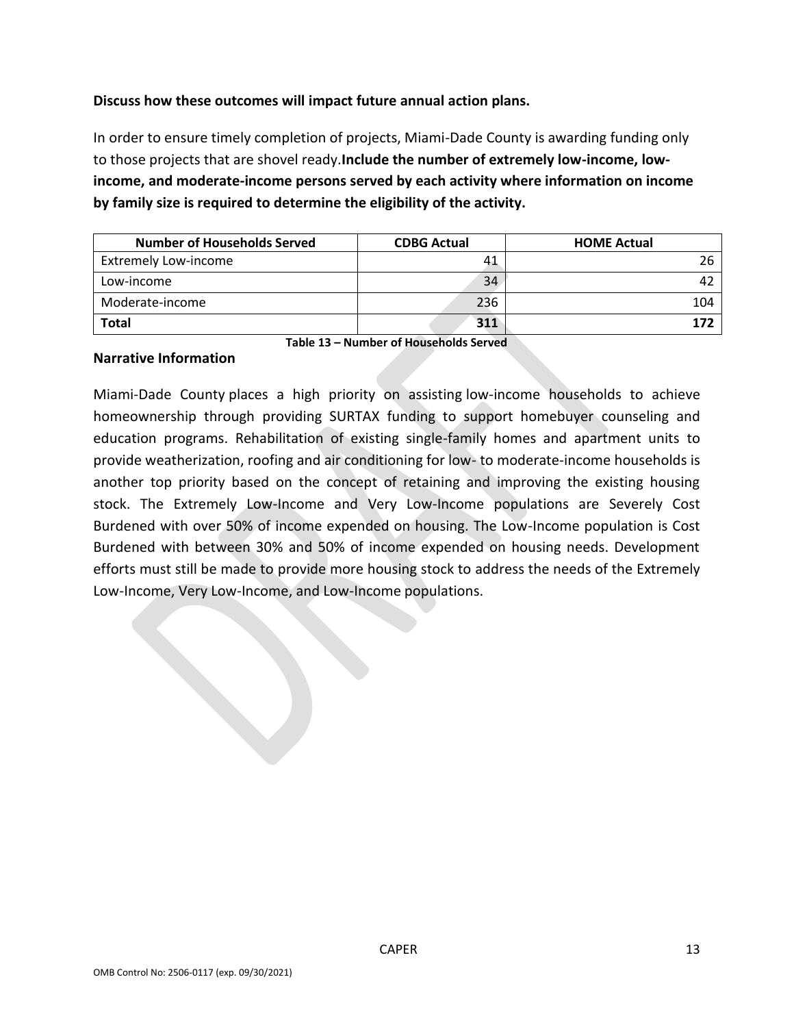**Discuss how these outcomes will impact future annual action plans.**

In order to ensure timely completion of projects, Miami-Dade County is awarding funding only to those projects that are shovel ready.**Include the number of extremely low-income, low-income, and moderate-income persons served by each activity where information on income by family size is required to determine the eligibility of the activity.**

| Number of Households Served | CDBG Actual | HOME Actual |
| --- | --- | --- |
| Extremely Low-income | 41 | 26 |
| Low-income | 34 | 42 |
| Moderate-income | 236 | 104 |
| **Total** | **311** | **172** |

**Table 13 – Number of Households Served**

### Narrative Information

Miami-Dade County places a high priority on assisting low-income households to achieve homeownership through providing SURTAX funding to support homebuyer counseling and education programs. Rehabilitation of existing single-family homes and apartment units to provide weatherization, roofing and air conditioning for low- to moderate-income households is another top priority based on the concept of retaining and improving the existing housing stock. The Extremely Low-Income and Very Low-Income populations are Severely Cost Burdened with over 50% of income expended on housing. The Low-Income population is Cost Burdened with between 30% and 50% of income expended on housing needs. Development efforts must still be made to provide more housing stock to address the needs of the Extremely Low-Income, Very Low-Income, and Low-Income populations.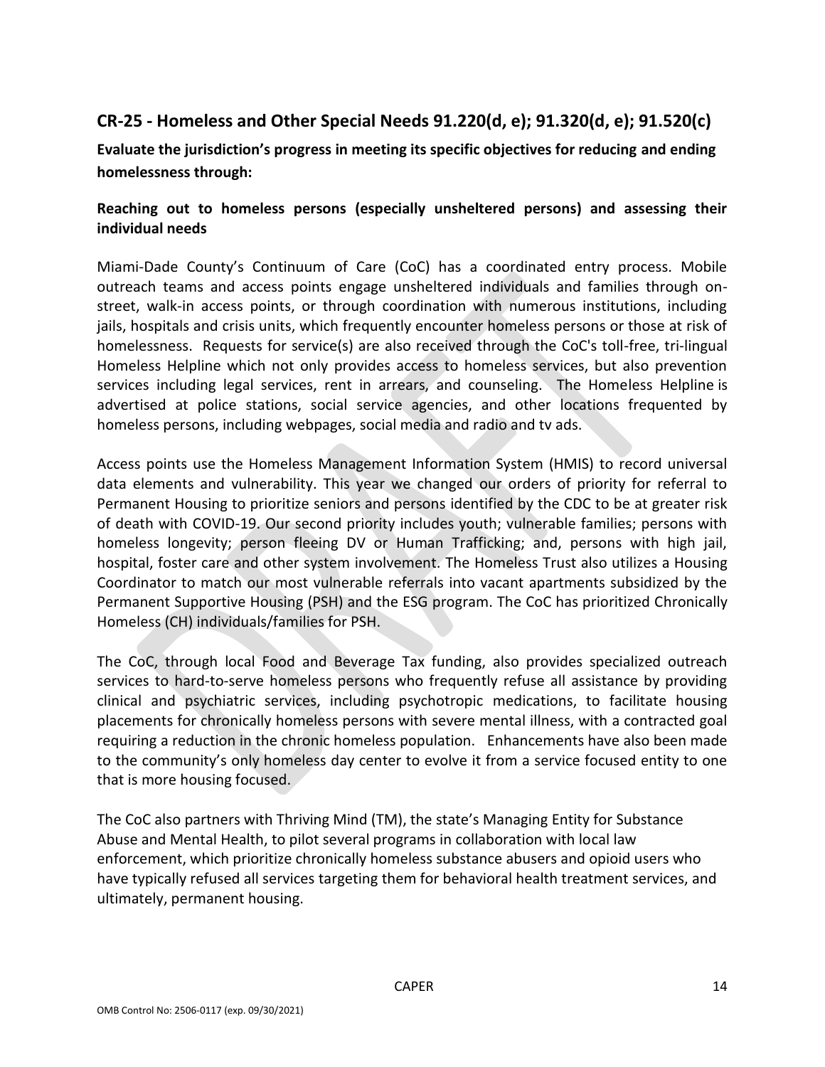## CR-25 - Homeless and Other Special Needs 91.220(d, e); 91.320(d, e); 91.520(c)

**Evaluate the jurisdiction's progress in meeting its specific objectives for reducing and ending homelessness through:**

**Reaching out to homeless persons (especially unsheltered persons) and assessing their individual needs**

Miami-Dade County's Continuum of Care (CoC) has a coordinated entry process. Mobile outreach teams and access points engage unsheltered individuals and families through on-street, walk-in access points, or through coordination with numerous institutions, including jails, hospitals and crisis units, which frequently encounter homeless persons or those at risk of homelessness. Requests for service(s) are also received through the CoC's toll-free, tri-lingual Homeless Helpline which not only provides access to homeless services, but also prevention services including legal services, rent in arrears, and counseling. The Homeless Helpline is advertised at police stations, social service agencies, and other locations frequented by homeless persons, including webpages, social media and radio and tv ads.

Access points use the Homeless Management Information System (HMIS) to record universal data elements and vulnerability. This year we changed our orders of priority for referral to Permanent Housing to prioritize seniors and persons identified by the CDC to be at greater risk of death with COVID-19. Our second priority includes youth; vulnerable families; persons with homeless longevity; person fleeing DV or Human Trafficking; and, persons with high jail, hospital, foster care and other system involvement. The Homeless Trust also utilizes a Housing Coordinator to match our most vulnerable referrals into vacant apartments subsidized by the Permanent Supportive Housing (PSH) and the ESG program. The CoC has prioritized Chronically Homeless (CH) individuals/families for PSH.

The CoC, through local Food and Beverage Tax funding, also provides specialized outreach services to hard-to-serve homeless persons who frequently refuse all assistance by providing clinical and psychiatric services, including psychotropic medications, to facilitate housing placements for chronically homeless persons with severe mental illness, with a contracted goal requiring a reduction in the chronic homeless population. Enhancements have also been made to the community's only homeless day center to evolve it from a service focused entity to one that is more housing focused.

The CoC also partners with Thriving Mind (TM), the state's Managing Entity for Substance Abuse and Mental Health, to pilot several programs in collaboration with local law enforcement, which prioritize chronically homeless substance abusers and opioid users who have typically refused all services targeting them for behavioral health treatment services, and ultimately, permanent housing.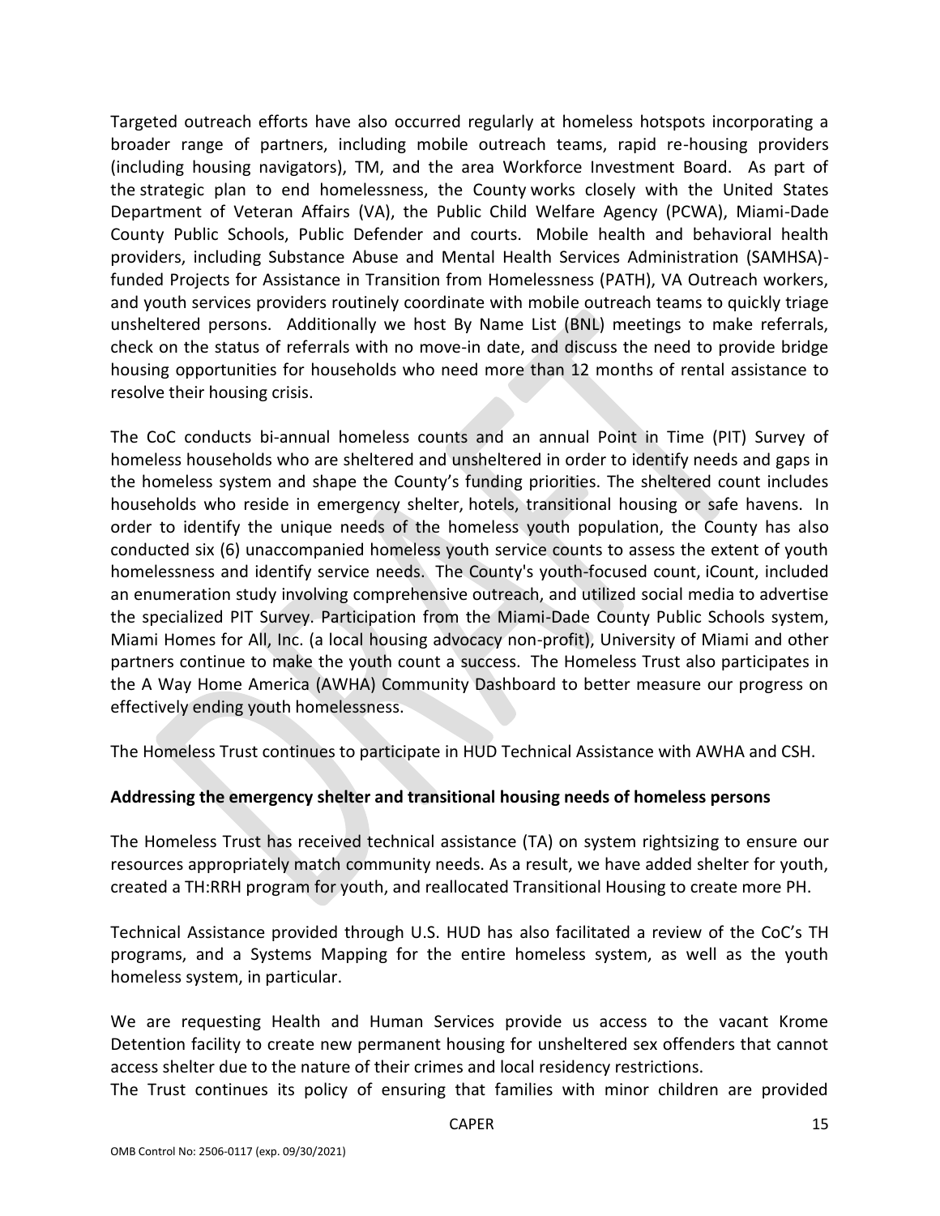Targeted outreach efforts have also occurred regularly at homeless hotspots incorporating a broader range of partners, including mobile outreach teams, rapid re-housing providers (including housing navigators), TM, and the area Workforce Investment Board. As part of the strategic plan to end homelessness, the County works closely with the United States Department of Veteran Affairs (VA), the Public Child Welfare Agency (PCWA), Miami-Dade County Public Schools, Public Defender and courts. Mobile health and behavioral health providers, including Substance Abuse and Mental Health Services Administration (SAMHSA)-funded Projects for Assistance in Transition from Homelessness (PATH), VA Outreach workers, and youth services providers routinely coordinate with mobile outreach teams to quickly triage unsheltered persons. Additionally we host By Name List (BNL) meetings to make referrals, check on the status of referrals with no move-in date, and discuss the need to provide bridge housing opportunities for households who need more than 12 months of rental assistance to resolve their housing crisis.

The CoC conducts bi-annual homeless counts and an annual Point in Time (PIT) Survey of homeless households who are sheltered and unsheltered in order to identify needs and gaps in the homeless system and shape the County's funding priorities. The sheltered count includes households who reside in emergency shelter, hotels, transitional housing or safe havens. In order to identify the unique needs of the homeless youth population, the County has also conducted six (6) unaccompanied homeless youth service counts to assess the extent of youth homelessness and identify service needs. The County's youth-focused count, iCount, included an enumeration study involving comprehensive outreach, and utilized social media to advertise the specialized PIT Survey. Participation from the Miami-Dade County Public Schools system, Miami Homes for All, Inc. (a local housing advocacy non-profit), University of Miami and other partners continue to make the youth count a success. The Homeless Trust also participates in the A Way Home America (AWHA) Community Dashboard to better measure our progress on effectively ending youth homelessness.

The Homeless Trust continues to participate in HUD Technical Assistance with AWHA and CSH.

**Addressing the emergency shelter and transitional housing needs of homeless persons**

The Homeless Trust has received technical assistance (TA) on system rightsizing to ensure our resources appropriately match community needs. As a result, we have added shelter for youth, created a TH:RRH program for youth, and reallocated Transitional Housing to create more PH.

Technical Assistance provided through U.S. HUD has also facilitated a review of the CoC's TH programs, and a Systems Mapping for the entire homeless system, as well as the youth homeless system, in particular.

We are requesting Health and Human Services provide us access to the vacant Krome Detention facility to create new permanent housing for unsheltered sex offenders that cannot access shelter due to the nature of their crimes and local residency restrictions.
The Trust continues its policy of ensuring that families with minor children are provided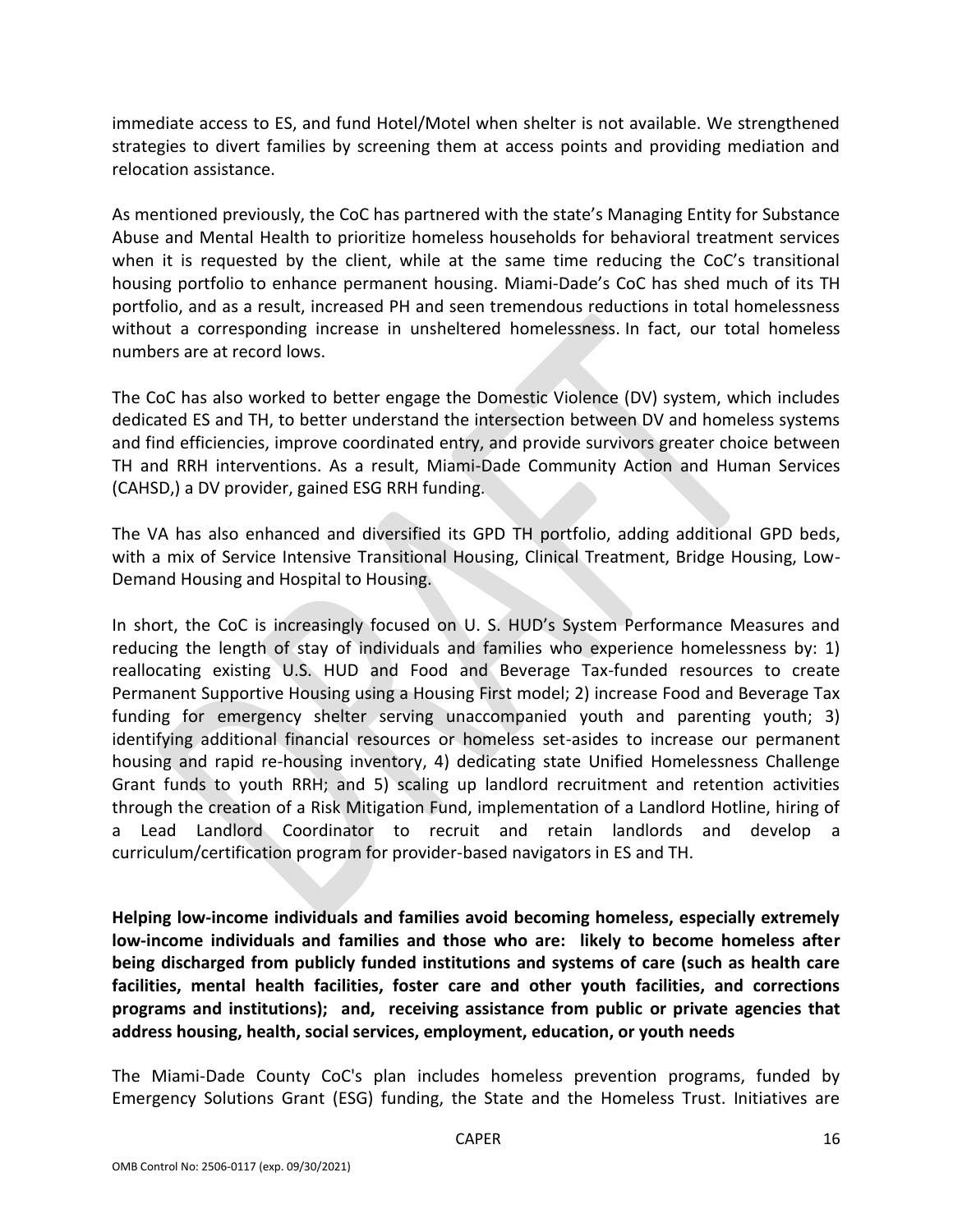immediate access to ES, and fund Hotel/Motel when shelter is not available. We strengthened strategies to divert families by screening them at access points and providing mediation and relocation assistance.

As mentioned previously, the CoC has partnered with the state's Managing Entity for Substance Abuse and Mental Health to prioritize homeless households for behavioral treatment services when it is requested by the client, while at the same time reducing the CoC's transitional housing portfolio to enhance permanent housing. Miami-Dade's CoC has shed much of its TH portfolio, and as a result, increased PH and seen tremendous reductions in total homelessness without a corresponding increase in unsheltered homelessness. In fact, our total homeless numbers are at record lows.

The CoC has also worked to better engage the Domestic Violence (DV) system, which includes dedicated ES and TH, to better understand the intersection between DV and homeless systems and find efficiencies, improve coordinated entry, and provide survivors greater choice between TH and RRH interventions. As a result, Miami-Dade Community Action and Human Services (CAHSD,) a DV provider, gained ESG RRH funding.

The VA has also enhanced and diversified its GPD TH portfolio, adding additional GPD beds, with a mix of Service Intensive Transitional Housing, Clinical Treatment, Bridge Housing, Low-Demand Housing and Hospital to Housing.

In short, the CoC is increasingly focused on U. S. HUD's System Performance Measures and reducing the length of stay of individuals and families who experience homelessness by: 1) reallocating existing U.S. HUD and Food and Beverage Tax-funded resources to create Permanent Supportive Housing using a Housing First model; 2) increase Food and Beverage Tax funding for emergency shelter serving unaccompanied youth and parenting youth; 3) identifying additional financial resources or homeless set-asides to increase our permanent housing and rapid re-housing inventory, 4) dedicating state Unified Homelessness Challenge Grant funds to youth RRH; and 5) scaling up landlord recruitment and retention activities through the creation of a Risk Mitigation Fund, implementation of a Landlord Hotline, hiring of a Lead Landlord Coordinator to recruit and retain landlords and develop a curriculum/certification program for provider-based navigators in ES and TH.

**Helping low-income individuals and families avoid becoming homeless, especially extremely low-income individuals and families and those who are: likely to become homeless after being discharged from publicly funded institutions and systems of care (such as health care facilities, mental health facilities, foster care and other youth facilities, and corrections programs and institutions); and, receiving assistance from public or private agencies that address housing, health, social services, employment, education, or youth needs**

The Miami-Dade County CoC's plan includes homeless prevention programs, funded by Emergency Solutions Grant (ESG) funding, the State and the Homeless Trust. Initiatives are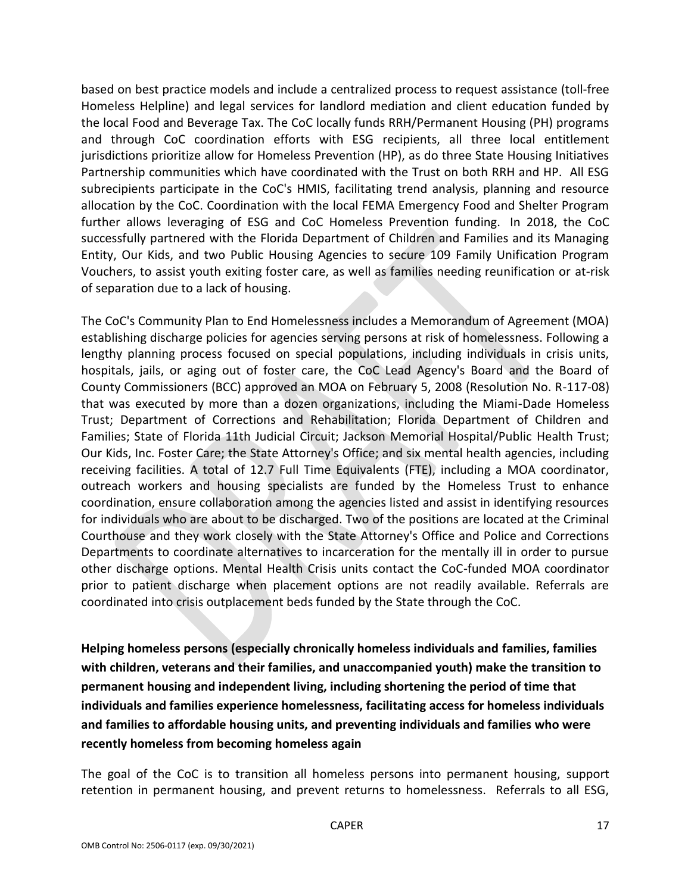based on best practice models and include a centralized process to request assistance (toll-free Homeless Helpline) and legal services for landlord mediation and client education funded by the local Food and Beverage Tax. The CoC locally funds RRH/Permanent Housing (PH) programs and through CoC coordination efforts with ESG recipients, all three local entitlement jurisdictions prioritize allow for Homeless Prevention (HP), as do three State Housing Initiatives Partnership communities which have coordinated with the Trust on both RRH and HP. All ESG subrecipients participate in the CoC's HMIS, facilitating trend analysis, planning and resource allocation by the CoC. Coordination with the local FEMA Emergency Food and Shelter Program further allows leveraging of ESG and CoC Homeless Prevention funding. In 2018, the CoC successfully partnered with the Florida Department of Children and Families and its Managing Entity, Our Kids, and two Public Housing Agencies to secure 109 Family Unification Program Vouchers, to assist youth exiting foster care, as well as families needing reunification or at-risk of separation due to a lack of housing.

The CoC's Community Plan to End Homelessness includes a Memorandum of Agreement (MOA) establishing discharge policies for agencies serving persons at risk of homelessness. Following a lengthy planning process focused on special populations, including individuals in crisis units, hospitals, jails, or aging out of foster care, the CoC Lead Agency's Board and the Board of County Commissioners (BCC) approved an MOA on February 5, 2008 (Resolution No. R-117-08) that was executed by more than a dozen organizations, including the Miami-Dade Homeless Trust; Department of Corrections and Rehabilitation; Florida Department of Children and Families; State of Florida 11th Judicial Circuit; Jackson Memorial Hospital/Public Health Trust; Our Kids, Inc. Foster Care; the State Attorney's Office; and six mental health agencies, including receiving facilities. A total of 12.7 Full Time Equivalents (FTE), including a MOA coordinator, outreach workers and housing specialists are funded by the Homeless Trust to enhance coordination, ensure collaboration among the agencies listed and assist in identifying resources for individuals who are about to be discharged. Two of the positions are located at the Criminal Courthouse and they work closely with the State Attorney's Office and Police and Corrections Departments to coordinate alternatives to incarceration for the mentally ill in order to pursue other discharge options. Mental Health Crisis units contact the CoC-funded MOA coordinator prior to patient discharge when placement options are not readily available. Referrals are coordinated into crisis outplacement beds funded by the State through the CoC.

**Helping homeless persons (especially chronically homeless individuals and families, families with children, veterans and their families, and unaccompanied youth) make the transition to permanent housing and independent living, including shortening the period of time that individuals and families experience homelessness, facilitating access for homeless individuals and families to affordable housing units, and preventing individuals and families who were recently homeless from becoming homeless again**

The goal of the CoC is to transition all homeless persons into permanent housing, support retention in permanent housing, and prevent returns to homelessness. Referrals to all ESG,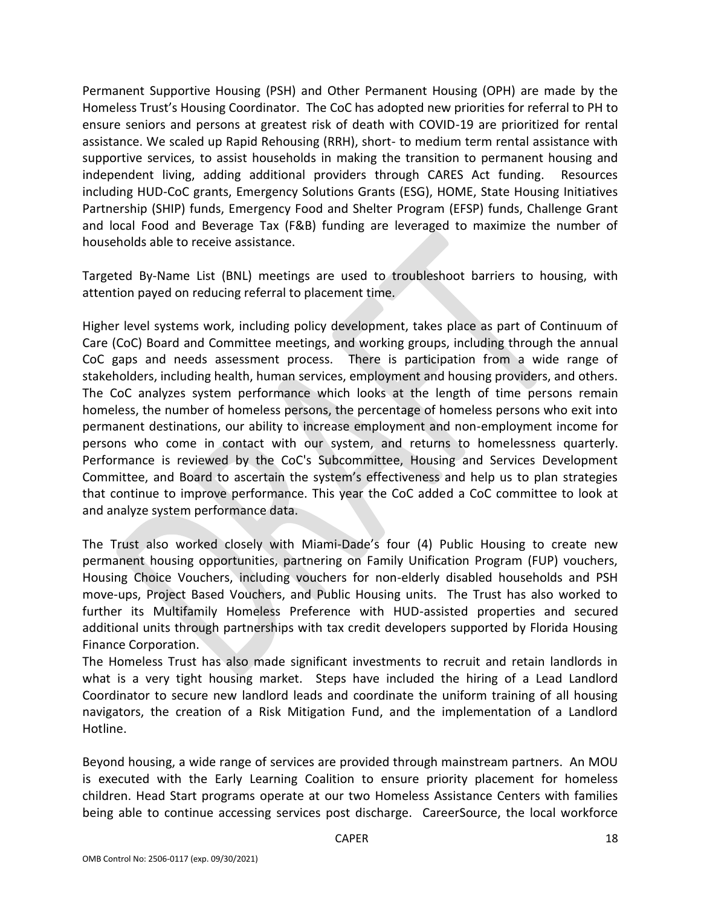Permanent Supportive Housing (PSH) and Other Permanent Housing (OPH) are made by the Homeless Trust's Housing Coordinator. The CoC has adopted new priorities for referral to PH to ensure seniors and persons at greatest risk of death with COVID-19 are prioritized for rental assistance. We scaled up Rapid Rehousing (RRH), short- to medium term rental assistance with supportive services, to assist households in making the transition to permanent housing and independent living, adding additional providers through CARES Act funding. Resources including HUD-CoC grants, Emergency Solutions Grants (ESG), HOME, State Housing Initiatives Partnership (SHIP) funds, Emergency Food and Shelter Program (EFSP) funds, Challenge Grant and local Food and Beverage Tax (F&B) funding are leveraged to maximize the number of households able to receive assistance.

Targeted By-Name List (BNL) meetings are used to troubleshoot barriers to housing, with attention payed on reducing referral to placement time.

Higher level systems work, including policy development, takes place as part of Continuum of Care (CoC) Board and Committee meetings, and working groups, including through the annual CoC gaps and needs assessment process. There is participation from a wide range of stakeholders, including health, human services, employment and housing providers, and others. The CoC analyzes system performance which looks at the length of time persons remain homeless, the number of homeless persons, the percentage of homeless persons who exit into permanent destinations, our ability to increase employment and non-employment income for persons who come in contact with our system, and returns to homelessness quarterly. Performance is reviewed by the CoC's Subcommittee, Housing and Services Development Committee, and Board to ascertain the system's effectiveness and help us to plan strategies that continue to improve performance. This year the CoC added a CoC committee to look at and analyze system performance data.

The Trust also worked closely with Miami-Dade's four (4) Public Housing to create new permanent housing opportunities, partnering on Family Unification Program (FUP) vouchers, Housing Choice Vouchers, including vouchers for non-elderly disabled households and PSH move-ups, Project Based Vouchers, and Public Housing units. The Trust has also worked to further its Multifamily Homeless Preference with HUD-assisted properties and secured additional units through partnerships with tax credit developers supported by Florida Housing Finance Corporation.

The Homeless Trust has also made significant investments to recruit and retain landlords in what is a very tight housing market. Steps have included the hiring of a Lead Landlord Coordinator to secure new landlord leads and coordinate the uniform training of all housing navigators, the creation of a Risk Mitigation Fund, and the implementation of a Landlord Hotline.

Beyond housing, a wide range of services are provided through mainstream partners. An MOU is executed with the Early Learning Coalition to ensure priority placement for homeless children. Head Start programs operate at our two Homeless Assistance Centers with families being able to continue accessing services post discharge. CareerSource, the local workforce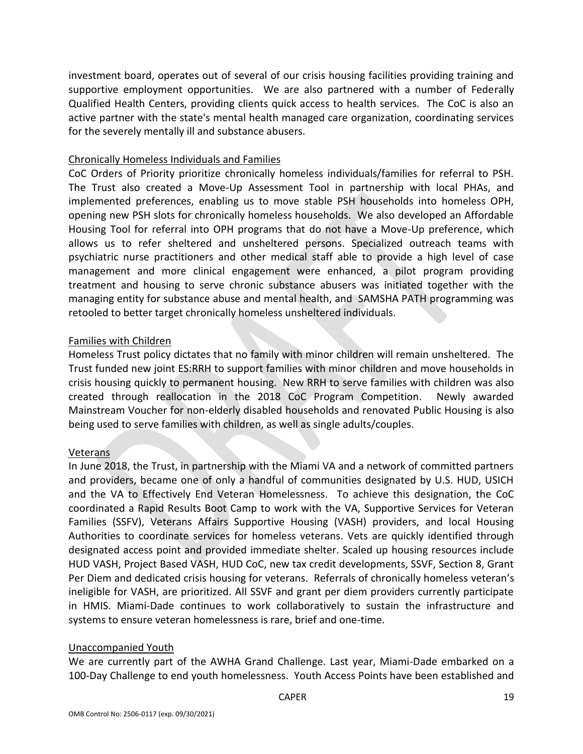investment board, operates out of several of our crisis housing facilities providing training and supportive employment opportunities. We are also partnered with a number of Federally Qualified Health Centers, providing clients quick access to health services. The CoC is also an active partner with the state's mental health managed care organization, coordinating services for the severely mentally ill and substance abusers.

Chronically Homeless Individuals and Families

CoC Orders of Priority prioritize chronically homeless individuals/families for referral to PSH. The Trust also created a Move-Up Assessment Tool in partnership with local PHAs, and implemented preferences, enabling us to move stable PSH households into homeless OPH, opening new PSH slots for chronically homeless households. We also developed an Affordable Housing Tool for referral into OPH programs that do not have a Move-Up preference, which allows us to refer sheltered and unsheltered persons. Specialized outreach teams with psychiatric nurse practitioners and other medical staff able to provide a high level of case management and more clinical engagement were enhanced, a pilot program providing treatment and housing to serve chronic substance abusers was initiated together with the managing entity for substance abuse and mental health, and SAMSHA PATH programming was retooled to better target chronically homeless unsheltered individuals.

Families with Children

Homeless Trust policy dictates that no family with minor children will remain unsheltered. The Trust funded new joint ES:RRH to support families with minor children and move households in crisis housing quickly to permanent housing. New RRH to serve families with children was also created through reallocation in the 2018 CoC Program Competition. Newly awarded Mainstream Voucher for non-elderly disabled households and renovated Public Housing is also being used to serve families with children, as well as single adults/couples.

Veterans

In June 2018, the Trust, in partnership with the Miami VA and a network of committed partners and providers, became one of only a handful of communities designated by U.S. HUD, USICH and the VA to Effectively End Veteran Homelessness. To achieve this designation, the CoC coordinated a Rapid Results Boot Camp to work with the VA, Supportive Services for Veteran Families (SSFV), Veterans Affairs Supportive Housing (VASH) providers, and local Housing Authorities to coordinate services for homeless veterans. Vets are quickly identified through designated access point and provided immediate shelter. Scaled up housing resources include HUD VASH, Project Based VASH, HUD CoC, new tax credit developments, SSVF, Section 8, Grant Per Diem and dedicated crisis housing for veterans. Referrals of chronically homeless veteran's ineligible for VASH, are prioritized. All SSVF and grant per diem providers currently participate in HMIS. Miami-Dade continues to work collaboratively to sustain the infrastructure and systems to ensure veteran homelessness is rare, brief and one-time.

Unaccompanied Youth

We are currently part of the AWHA Grand Challenge. Last year, Miami-Dade embarked on a 100-Day Challenge to end youth homelessness. Youth Access Points have been established and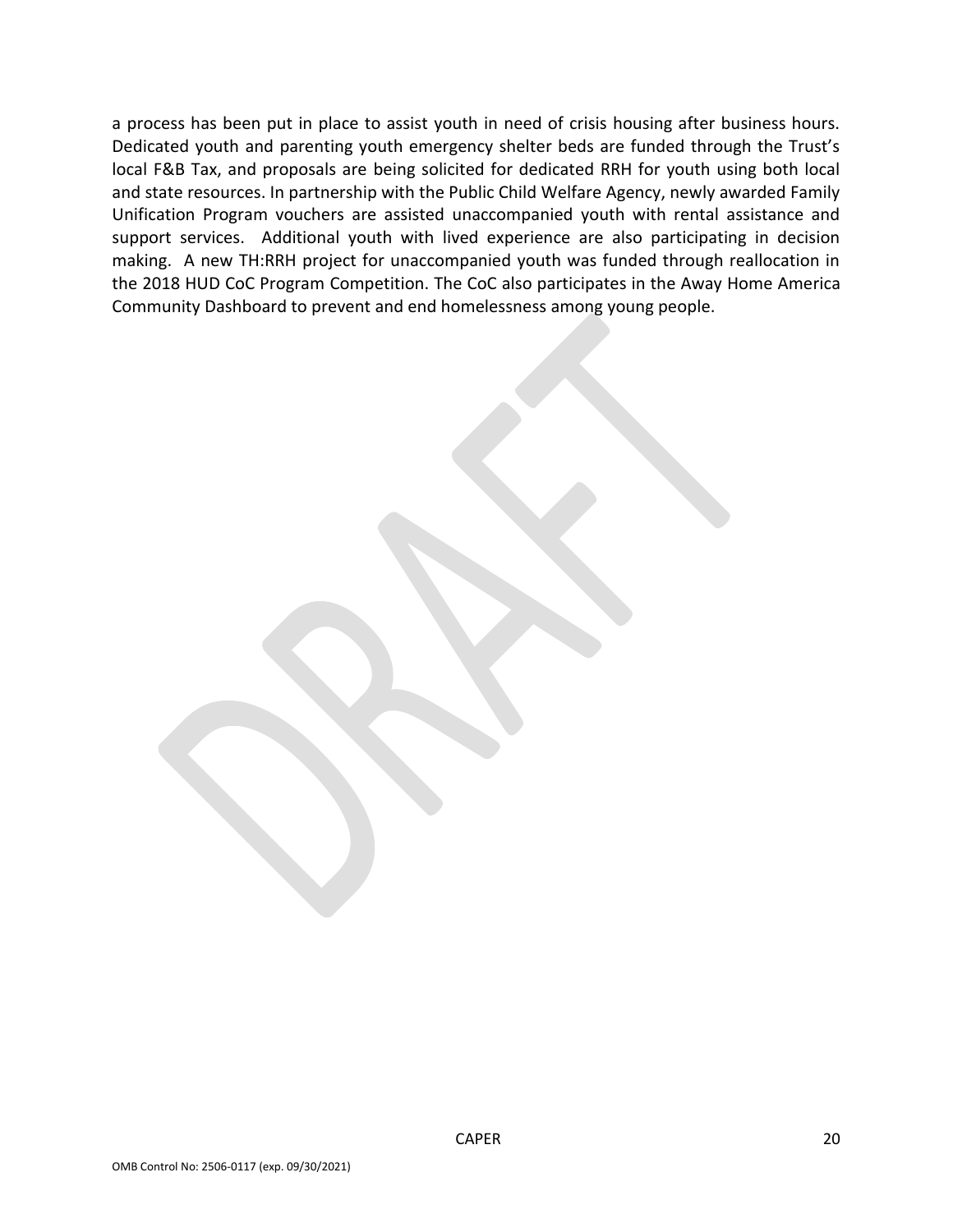a process has been put in place to assist youth in need of crisis housing after business hours. Dedicated youth and parenting youth emergency shelter beds are funded through the Trust's local F&B Tax, and proposals are being solicited for dedicated RRH for youth using both local and state resources. In partnership with the Public Child Welfare Agency, newly awarded Family Unification Program vouchers are assisted unaccompanied youth with rental assistance and support services. Additional youth with lived experience are also participating in decision making. A new TH:RRH project for unaccompanied youth was funded through reallocation in the 2018 HUD CoC Program Competition. The CoC also participates in the Away Home America Community Dashboard to prevent and end homelessness among young people.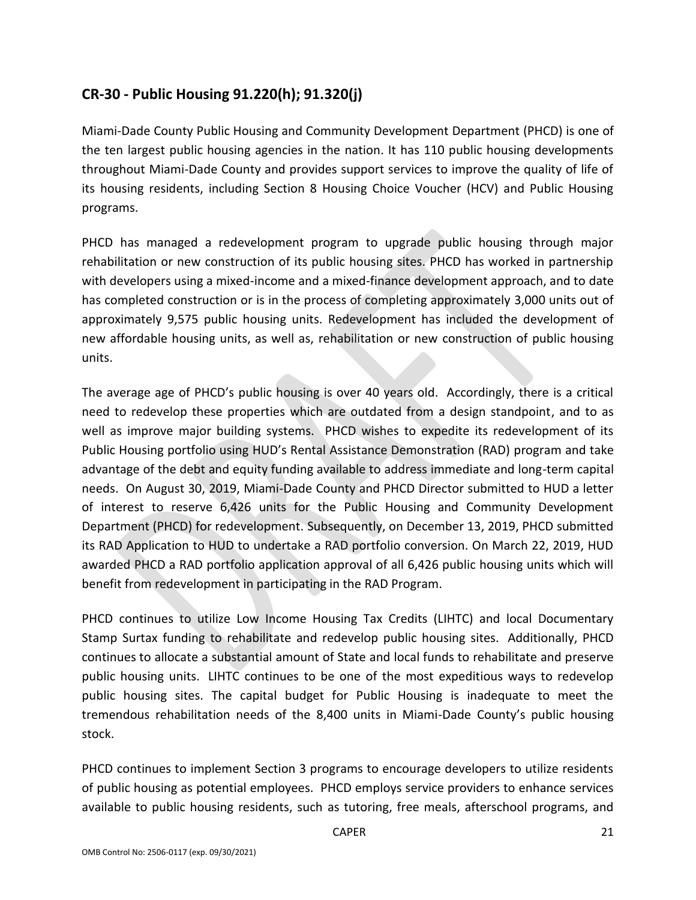## CR-30 - Public Housing 91.220(h); 91.320(j)

Miami-Dade County Public Housing and Community Development Department (PHCD) is one of the ten largest public housing agencies in the nation. It has 110 public housing developments throughout Miami-Dade County and provides support services to improve the quality of life of its housing residents, including Section 8 Housing Choice Voucher (HCV) and Public Housing programs.

PHCD has managed a redevelopment program to upgrade public housing through major rehabilitation or new construction of its public housing sites. PHCD has worked in partnership with developers using a mixed-income and a mixed-finance development approach, and to date has completed construction or is in the process of completing approximately 3,000 units out of approximately 9,575 public housing units. Redevelopment has included the development of new affordable housing units, as well as, rehabilitation or new construction of public housing units.

The average age of PHCD's public housing is over 40 years old. Accordingly, there is a critical need to redevelop these properties which are outdated from a design standpoint, and to as well as improve major building systems. PHCD wishes to expedite its redevelopment of its Public Housing portfolio using HUD's Rental Assistance Demonstration (RAD) program and take advantage of the debt and equity funding available to address immediate and long-term capital needs. On August 30, 2019, Miami-Dade County and PHCD Director submitted to HUD a letter of interest to reserve 6,426 units for the Public Housing and Community Development Department (PHCD) for redevelopment. Subsequently, on December 13, 2019, PHCD submitted its RAD Application to HUD to undertake a RAD portfolio conversion. On March 22, 2019, HUD awarded PHCD a RAD portfolio application approval of all 6,426 public housing units which will benefit from redevelopment in participating in the RAD Program.

PHCD continues to utilize Low Income Housing Tax Credits (LIHTC) and local Documentary Stamp Surtax funding to rehabilitate and redevelop public housing sites. Additionally, PHCD continues to allocate a substantial amount of State and local funds to rehabilitate and preserve public housing units. LIHTC continues to be one of the most expeditious ways to redevelop public housing sites. The capital budget for Public Housing is inadequate to meet the tremendous rehabilitation needs of the 8,400 units in Miami-Dade County's public housing stock.

PHCD continues to implement Section 3 programs to encourage developers to utilize residents of public housing as potential employees. PHCD employs service providers to enhance services available to public housing residents, such as tutoring, free meals, afterschool programs, and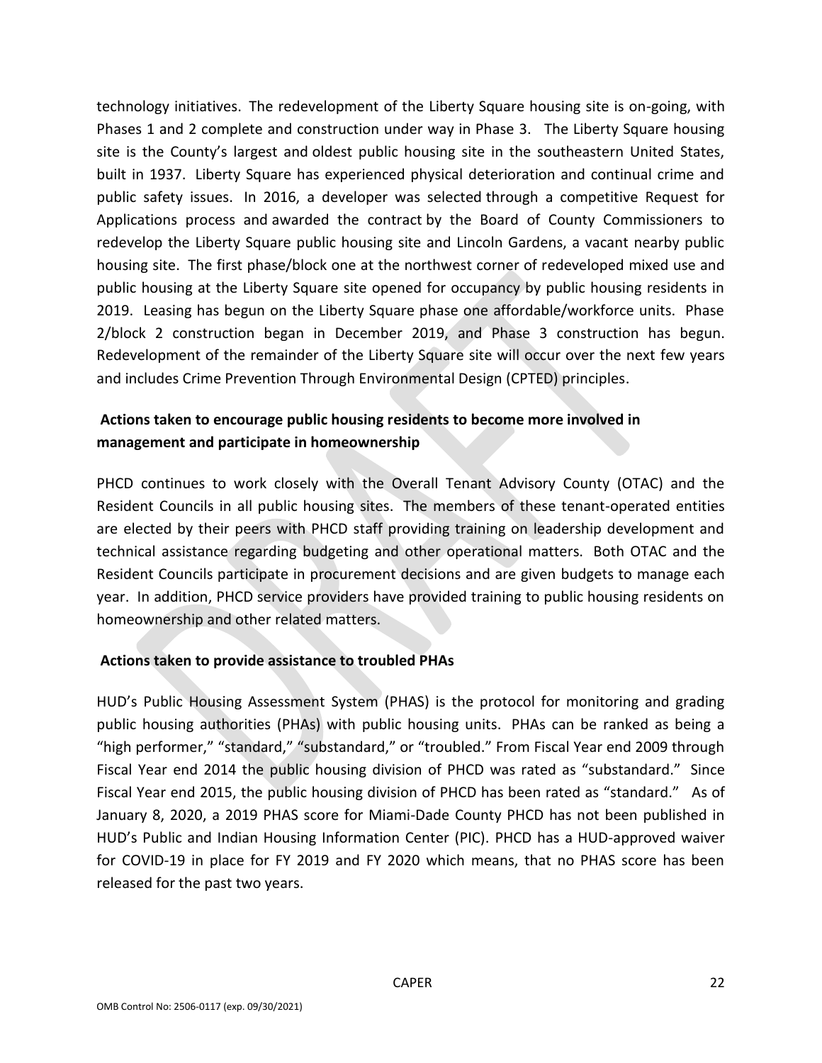technology initiatives. The redevelopment of the Liberty Square housing site is on-going, with Phases 1 and 2 complete and construction under way in Phase 3. The Liberty Square housing site is the County's largest and oldest public housing site in the southeastern United States, built in 1937. Liberty Square has experienced physical deterioration and continual crime and public safety issues. In 2016, a developer was selected through a competitive Request for Applications process and awarded the contract by the Board of County Commissioners to redevelop the Liberty Square public housing site and Lincoln Gardens, a vacant nearby public housing site. The first phase/block one at the northwest corner of redeveloped mixed use and public housing at the Liberty Square site opened for occupancy by public housing residents in 2019. Leasing has begun on the Liberty Square phase one affordable/workforce units. Phase 2/block 2 construction began in December 2019, and Phase 3 construction has begun. Redevelopment of the remainder of the Liberty Square site will occur over the next few years and includes Crime Prevention Through Environmental Design (CPTED) principles.

### Actions taken to encourage public housing residents to become more involved in management and participate in homeownership

PHCD continues to work closely with the Overall Tenant Advisory County (OTAC) and the Resident Councils in all public housing sites. The members of these tenant-operated entities are elected by their peers with PHCD staff providing training on leadership development and technical assistance regarding budgeting and other operational matters. Both OTAC and the Resident Councils participate in procurement decisions and are given budgets to manage each year. In addition, PHCD service providers have provided training to public housing residents on homeownership and other related matters.

### Actions taken to provide assistance to troubled PHAs

HUD's Public Housing Assessment System (PHAS) is the protocol for monitoring and grading public housing authorities (PHAs) with public housing units. PHAs can be ranked as being a "high performer," "standard," "substandard," or "troubled." From Fiscal Year end 2009 through Fiscal Year end 2014 the public housing division of PHCD was rated as "substandard." Since Fiscal Year end 2015, the public housing division of PHCD has been rated as "standard." As of January 8, 2020, a 2019 PHAS score for Miami-Dade County PHCD has not been published in HUD's Public and Indian Housing Information Center (PIC). PHCD has a HUD-approved waiver for COVID-19 in place for FY 2019 and FY 2020 which means, that no PHAS score has been released for the past two years.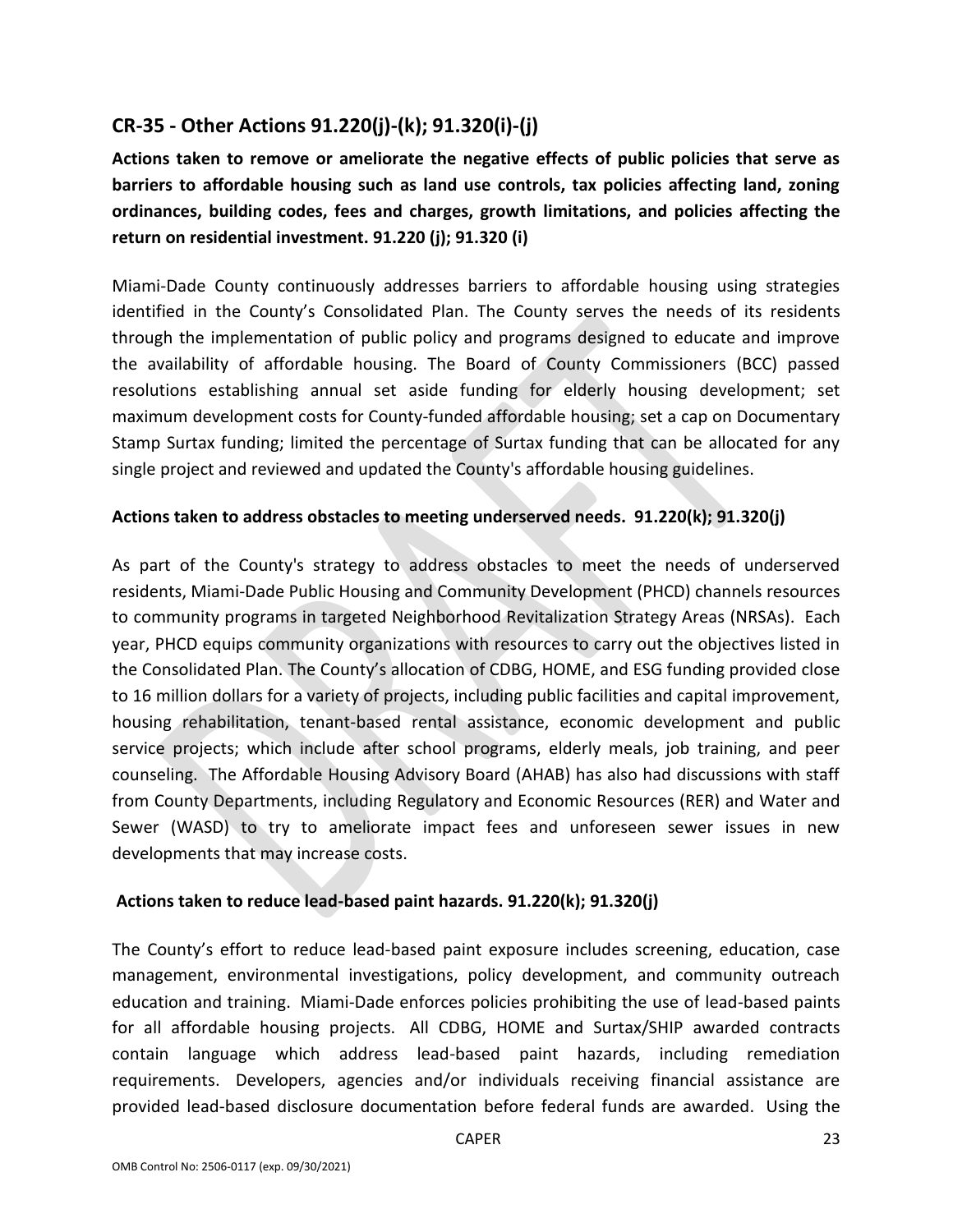## CR-35 - Other Actions 91.220(j)-(k); 91.320(i)-(j)

**Actions taken to remove or ameliorate the negative effects of public policies that serve as barriers to affordable housing such as land use controls, tax policies affecting land, zoning ordinances, building codes, fees and charges, growth limitations, and policies affecting the return on residential investment. 91.220 (j); 91.320 (i)**

Miami-Dade County continuously addresses barriers to affordable housing using strategies identified in the County's Consolidated Plan. The County serves the needs of its residents through the implementation of public policy and programs designed to educate and improve the availability of affordable housing. The Board of County Commissioners (BCC) passed resolutions establishing annual set aside funding for elderly housing development; set maximum development costs for County-funded affordable housing; set a cap on Documentary Stamp Surtax funding; limited the percentage of Surtax funding that can be allocated for any single project and reviewed and updated the County's affordable housing guidelines.

**Actions taken to address obstacles to meeting underserved needs. 91.220(k); 91.320(j)**

As part of the County's strategy to address obstacles to meet the needs of underserved residents, Miami-Dade Public Housing and Community Development (PHCD) channels resources to community programs in targeted Neighborhood Revitalization Strategy Areas (NRSAs). Each year, PHCD equips community organizations with resources to carry out the objectives listed in the Consolidated Plan. The County's allocation of CDBG, HOME, and ESG funding provided close to 16 million dollars for a variety of projects, including public facilities and capital improvement, housing rehabilitation, tenant-based rental assistance, economic development and public service projects; which include after school programs, elderly meals, job training, and peer counseling. The Affordable Housing Advisory Board (AHAB) has also had discussions with staff from County Departments, including Regulatory and Economic Resources (RER) and Water and Sewer (WASD) to try to ameliorate impact fees and unforeseen sewer issues in new developments that may increase costs.

**Actions taken to reduce lead-based paint hazards. 91.220(k); 91.320(j)**

The County's effort to reduce lead-based paint exposure includes screening, education, case management, environmental investigations, policy development, and community outreach education and training. Miami-Dade enforces policies prohibiting the use of lead-based paints for all affordable housing projects. All CDBG, HOME and Surtax/SHIP awarded contracts contain language which address lead-based paint hazards, including remediation requirements. Developers, agencies and/or individuals receiving financial assistance are provided lead-based disclosure documentation before federal funds are awarded. Using the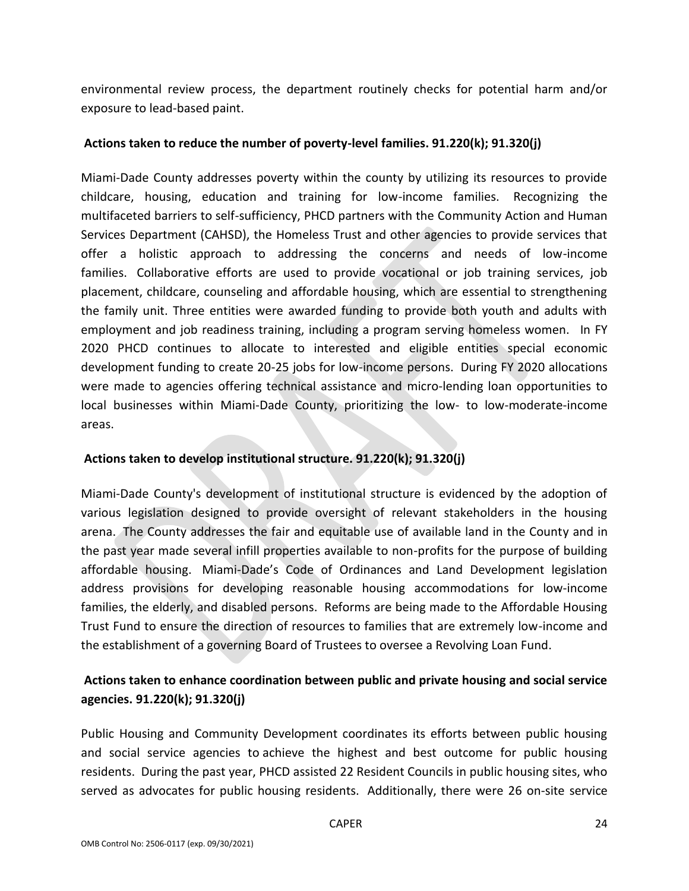environmental review process, the department routinely checks for potential harm and/or exposure to lead-based paint.

### Actions taken to reduce the number of poverty-level families. 91.220(k); 91.320(j)

Miami-Dade County addresses poverty within the county by utilizing its resources to provide childcare, housing, education and training for low-income families. Recognizing the multifaceted barriers to self-sufficiency, PHCD partners with the Community Action and Human Services Department (CAHSD), the Homeless Trust and other agencies to provide services that offer a holistic approach to addressing the concerns and needs of low-income families. Collaborative efforts are used to provide vocational or job training services, job placement, childcare, counseling and affordable housing, which are essential to strengthening the family unit. Three entities were awarded funding to provide both youth and adults with employment and job readiness training, including a program serving homeless women. In FY 2020 PHCD continues to allocate to interested and eligible entities special economic development funding to create 20-25 jobs for low-income persons. During FY 2020 allocations were made to agencies offering technical assistance and micro-lending loan opportunities to local businesses within Miami-Dade County, prioritizing the low- to low-moderate-income areas.

### Actions taken to develop institutional structure. 91.220(k); 91.320(j)

Miami-Dade County's development of institutional structure is evidenced by the adoption of various legislation designed to provide oversight of relevant stakeholders in the housing arena. The County addresses the fair and equitable use of available land in the County and in the past year made several infill properties available to non-profits for the purpose of building affordable housing. Miami-Dade's Code of Ordinances and Land Development legislation address provisions for developing reasonable housing accommodations for low-income families, the elderly, and disabled persons. Reforms are being made to the Affordable Housing Trust Fund to ensure the direction of resources to families that are extremely low-income and the establishment of a governing Board of Trustees to oversee a Revolving Loan Fund.

### Actions taken to enhance coordination between public and private housing and social service agencies. 91.220(k); 91.320(j)

Public Housing and Community Development coordinates its efforts between public housing and social service agencies to achieve the highest and best outcome for public housing residents. During the past year, PHCD assisted 22 Resident Councils in public housing sites, who served as advocates for public housing residents. Additionally, there were 26 on-site service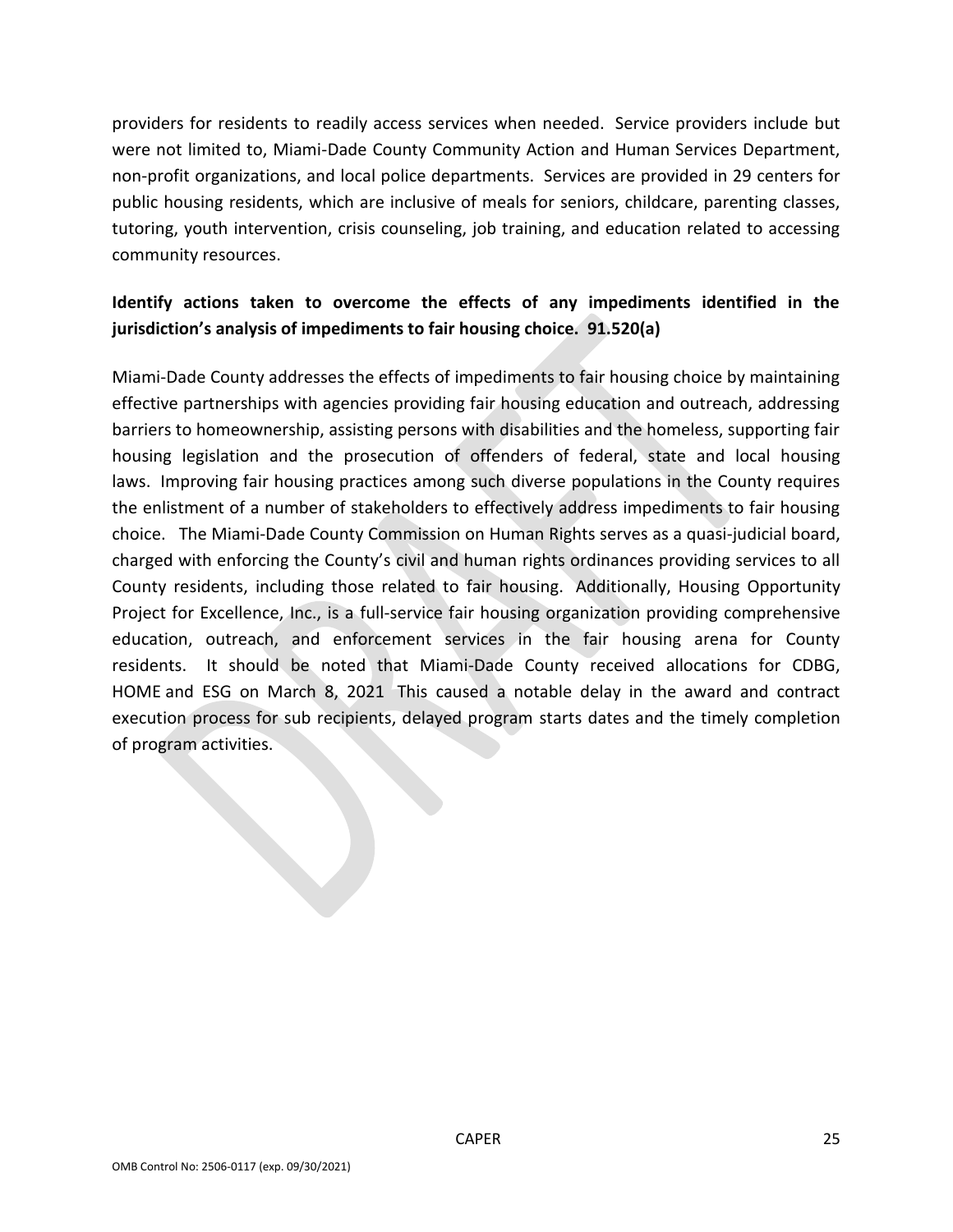providers for residents to readily access services when needed. Service providers include but were not limited to, Miami-Dade County Community Action and Human Services Department, non-profit organizations, and local police departments. Services are provided in 29 centers for public housing residents, which are inclusive of meals for seniors, childcare, parenting classes, tutoring, youth intervention, crisis counseling, job training, and education related to accessing community resources.

**Identify actions taken to overcome the effects of any impediments identified in the jurisdiction's analysis of impediments to fair housing choice. 91.520(a)**

Miami-Dade County addresses the effects of impediments to fair housing choice by maintaining effective partnerships with agencies providing fair housing education and outreach, addressing barriers to homeownership, assisting persons with disabilities and the homeless, supporting fair housing legislation and the prosecution of offenders of federal, state and local housing laws. Improving fair housing practices among such diverse populations in the County requires the enlistment of a number of stakeholders to effectively address impediments to fair housing choice. The Miami-Dade County Commission on Human Rights serves as a quasi-judicial board, charged with enforcing the County's civil and human rights ordinances providing services to all County residents, including those related to fair housing. Additionally, Housing Opportunity Project for Excellence, Inc., is a full-service fair housing organization providing comprehensive education, outreach, and enforcement services in the fair housing arena for County residents. It should be noted that Miami-Dade County received allocations for CDBG, HOME and ESG on March 8, 2021 This caused a notable delay in the award and contract execution process for sub recipients, delayed program starts dates and the timely completion of program activities.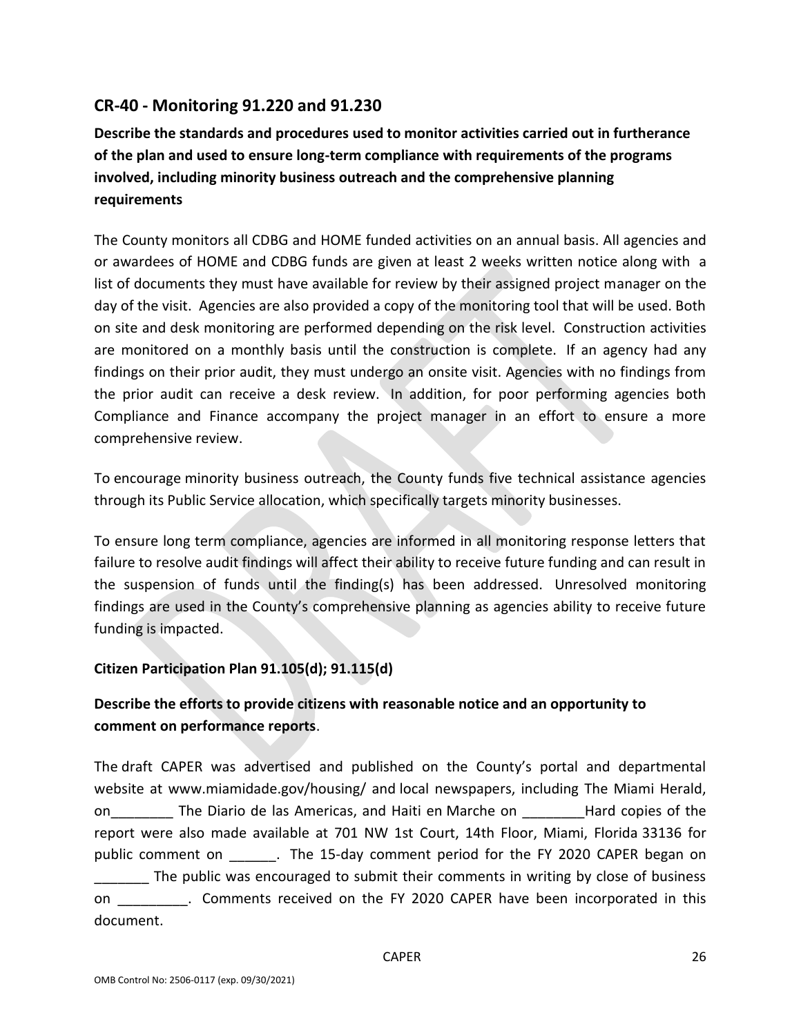## CR-40 - Monitoring 91.220 and 91.230

**Describe the standards and procedures used to monitor activities carried out in furtherance of the plan and used to ensure long-term compliance with requirements of the programs involved, including minority business outreach and the comprehensive planning requirements**

The County monitors all CDBG and HOME funded activities on an annual basis. All agencies and or awardees of HOME and CDBG funds are given at least 2 weeks written notice along with a list of documents they must have available for review by their assigned project manager on the day of the visit. Agencies are also provided a copy of the monitoring tool that will be used. Both on site and desk monitoring are performed depending on the risk level. Construction activities are monitored on a monthly basis until the construction is complete. If an agency had any findings on their prior audit, they must undergo an onsite visit. Agencies with no findings from the prior audit can receive a desk review. In addition, for poor performing agencies both Compliance and Finance accompany the project manager in an effort to ensure a more comprehensive review.

To encourage minority business outreach, the County funds five technical assistance agencies through its Public Service allocation, which specifically targets minority businesses.

To ensure long term compliance, agencies are informed in all monitoring response letters that failure to resolve audit findings will affect their ability to receive future funding and can result in the suspension of funds until the finding(s) has been addressed. Unresolved monitoring findings are used in the County's comprehensive planning as agencies ability to receive future funding is impacted.

**Citizen Participation Plan 91.105(d); 91.115(d)**

**Describe the efforts to provide citizens with reasonable notice and an opportunity to comment on performance reports**.

The draft CAPER was advertised and published on the County's portal and departmental website at www.miamidade.gov/housing/ and local newspapers, including The Miami Herald, on________ The Diario de las Americas, and Haiti en Marche on ________Hard copies of the report were also made available at 701 NW 1st Court, 14th Floor, Miami, Florida 33136 for public comment on ______. The 15-day comment period for the FY 2020 CAPER began on _______ The public was encouraged to submit their comments in writing by close of business on _________. Comments received on the FY 2020 CAPER have been incorporated in this document.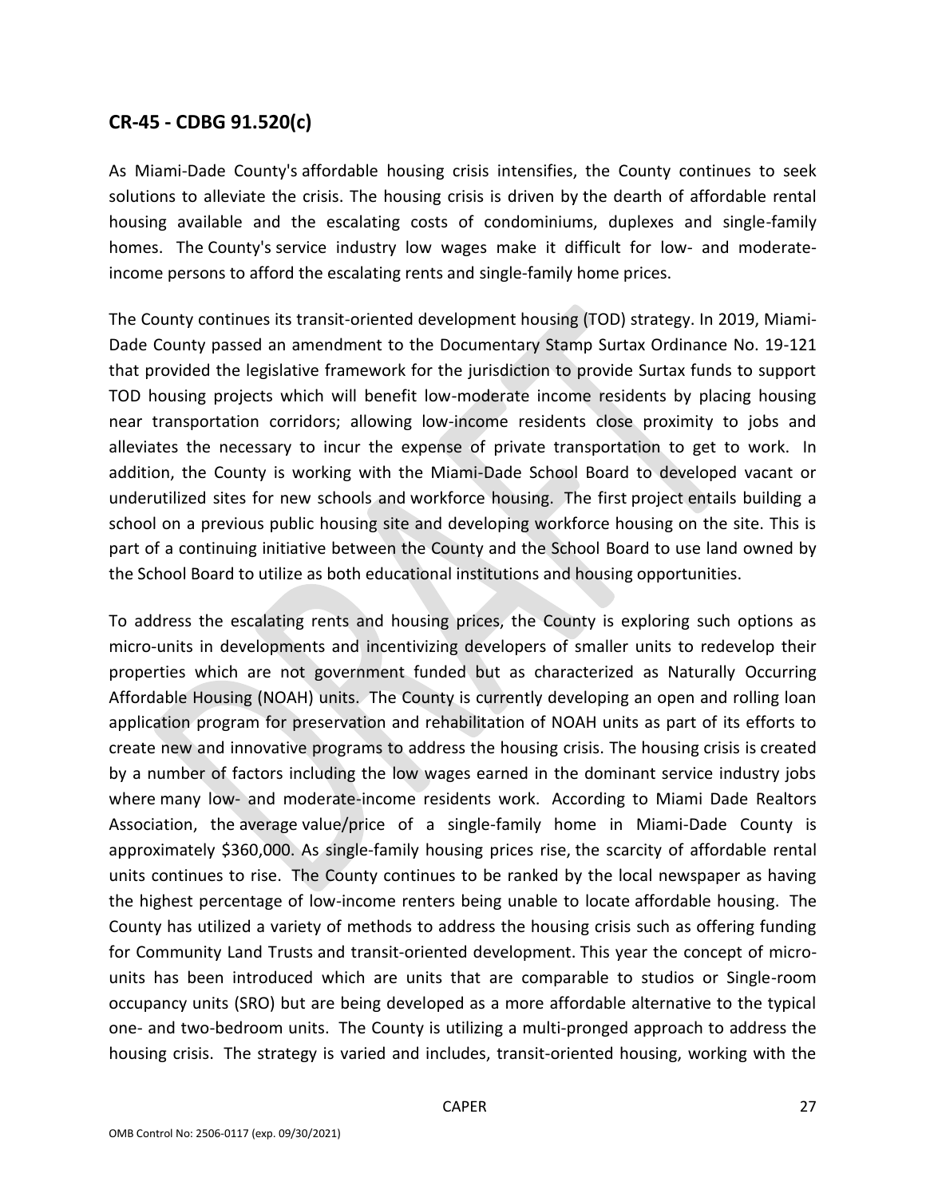## CR-45 - CDBG 91.520(c)

As Miami-Dade County's affordable housing crisis intensifies, the County continues to seek solutions to alleviate the crisis. The housing crisis is driven by the dearth of affordable rental housing available and the escalating costs of condominiums, duplexes and single-family homes. The County's service industry low wages make it difficult for low- and moderate-income persons to afford the escalating rents and single-family home prices.

The County continues its transit-oriented development housing (TOD) strategy. In 2019, Miami-Dade County passed an amendment to the Documentary Stamp Surtax Ordinance No. 19-121 that provided the legislative framework for the jurisdiction to provide Surtax funds to support TOD housing projects which will benefit low-moderate income residents by placing housing near transportation corridors; allowing low-income residents close proximity to jobs and alleviates the necessary to incur the expense of private transportation to get to work. In addition, the County is working with the Miami-Dade School Board to developed vacant or underutilized sites for new schools and workforce housing. The first project entails building a school on a previous public housing site and developing workforce housing on the site. This is part of a continuing initiative between the County and the School Board to use land owned by the School Board to utilize as both educational institutions and housing opportunities.

To address the escalating rents and housing prices, the County is exploring such options as micro-units in developments and incentivizing developers of smaller units to redevelop their properties which are not government funded but as characterized as Naturally Occurring Affordable Housing (NOAH) units. The County is currently developing an open and rolling loan application program for preservation and rehabilitation of NOAH units as part of its efforts to create new and innovative programs to address the housing crisis. The housing crisis is created by a number of factors including the low wages earned in the dominant service industry jobs where many low- and moderate-income residents work. According to Miami Dade Realtors Association, the average value/price of a single-family home in Miami-Dade County is approximately $360,000. As single-family housing prices rise, the scarcity of affordable rental units continues to rise. The County continues to be ranked by the local newspaper as having the highest percentage of low-income renters being unable to locate affordable housing. The County has utilized a variety of methods to address the housing crisis such as offering funding for Community Land Trusts and transit-oriented development. This year the concept of micro-units has been introduced which are units that are comparable to studios or Single-room occupancy units (SRO) but are being developed as a more affordable alternative to the typical one- and two-bedroom units. The County is utilizing a multi-pronged approach to address the housing crisis. The strategy is varied and includes, transit-oriented housing, working with the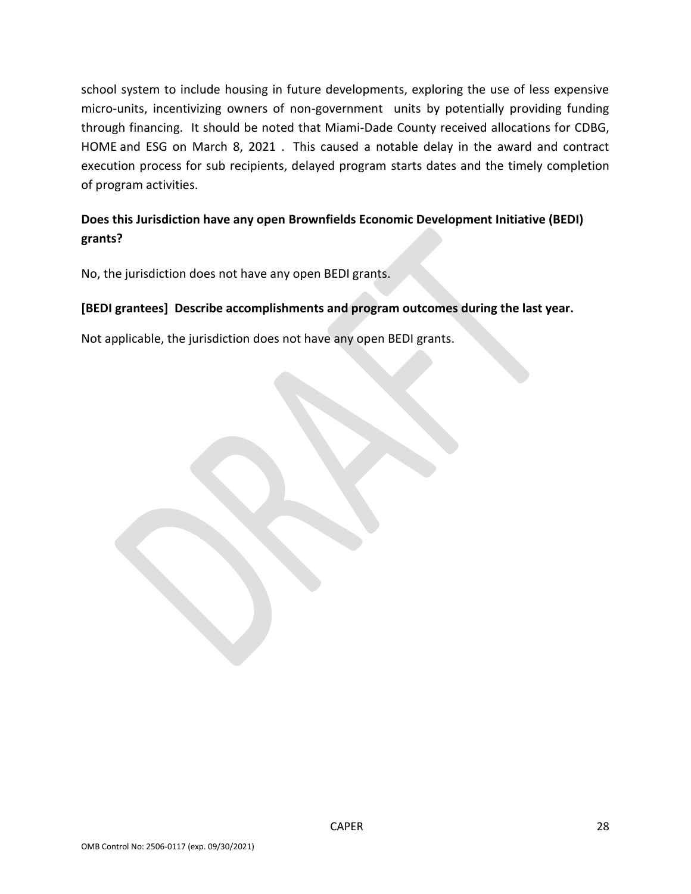school system to include housing in future developments, exploring the use of less expensive micro-units, incentivizing owners of non-government units by potentially providing funding through financing. It should be noted that Miami-Dade County received allocations for CDBG, HOME and ESG on March 8, 2021 . This caused a notable delay in the award and contract execution process for sub recipients, delayed program starts dates and the timely completion of program activities.

**Does this Jurisdiction have any open Brownfields Economic Development Initiative (BEDI) grants?**

No, the jurisdiction does not have any open BEDI grants.

**[BEDI grantees] Describe accomplishments and program outcomes during the last year.**

Not applicable, the jurisdiction does not have any open BEDI grants.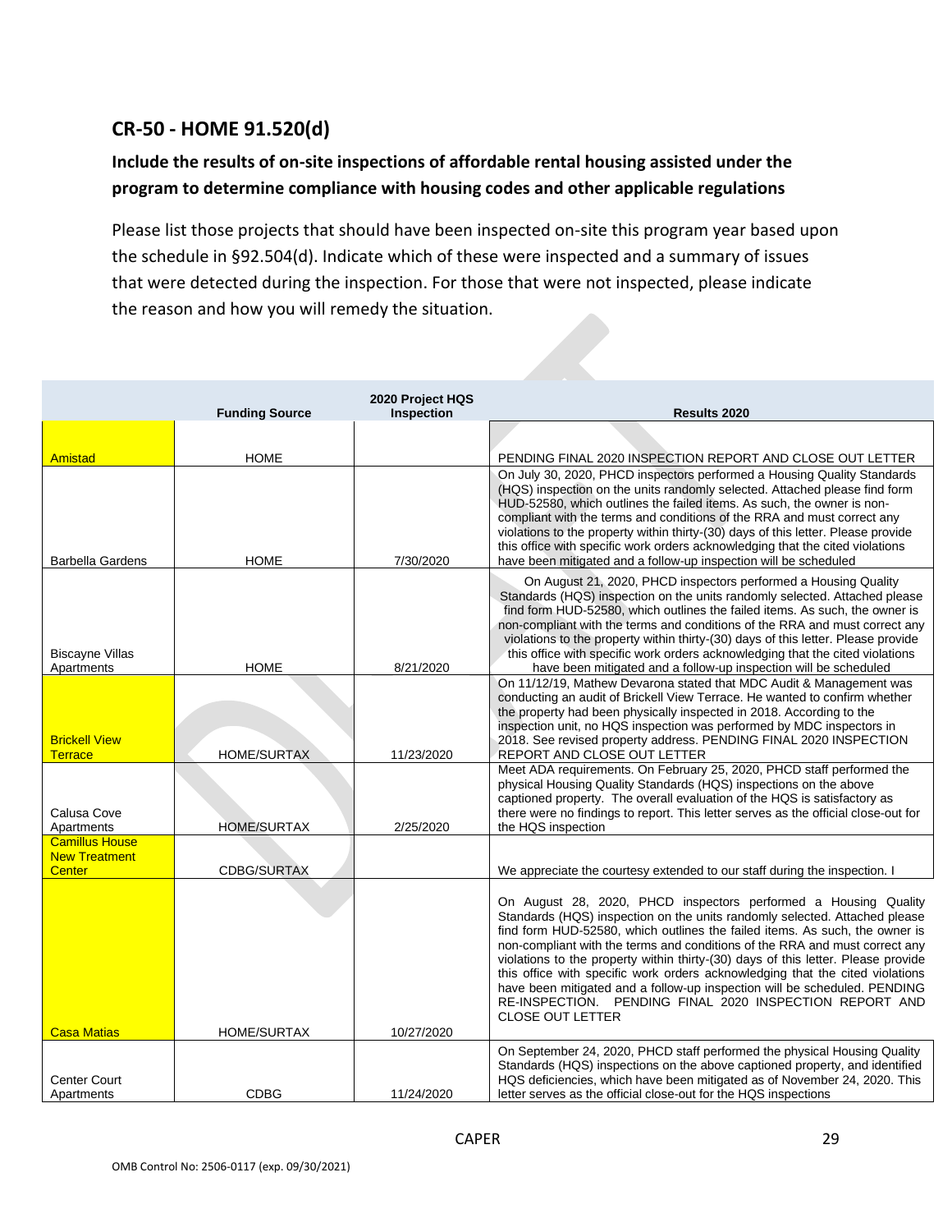## CR-50 - HOME 91.520(d)

### Include the results of on-site inspections of affordable rental housing assisted under the program to determine compliance with housing codes and other applicable regulations

Please list those projects that should have been inspected on-site this program year based upon the schedule in §92.504(d). Indicate which of these were inspected and a summary of issues that were detected during the inspection. For those that were not inspected, please indicate the reason and how you will remedy the situation.

| | Funding Source | 2020 Project HQS Inspection | Results 2020 |
|---|---|---|---|
| Amistad | HOME | | PENDING FINAL 2020 INSPECTION REPORT AND CLOSE OUT LETTER |
| Barbella Gardens | HOME | 7/30/2020 | On July 30, 2020, PHCD inspectors performed a Housing Quality Standards (HQS) inspection on the units randomly selected. Attached please find form HUD-52580, which outlines the failed items. As such, the owner is non-compliant with the terms and conditions of the RRA and must correct any violations to the property within thirty-(30) days of this letter. Please provide this office with specific work orders acknowledging that the cited violations have been mitigated and a follow-up inspection will be scheduled |
| Biscayne Villas Apartments | HOME | 8/21/2020 | On August 21, 2020, PHCD inspectors performed a Housing Quality Standards (HQS) inspection on the units randomly selected. Attached please find form HUD-52580, which outlines the failed items. As such, the owner is non-compliant with the terms and conditions of the RRA and must correct any violations to the property within thirty-(30) days of this letter. Please provide this office with specific work orders acknowledging that the cited violations have been mitigated and a follow-up inspection will be scheduled |
| Brickell View Terrace | HOME/SURTAX | 11/23/2020 | On 11/12/19, Mathew Devarona stated that MDC Audit & Management was conducting an audit of Brickell View Terrace. He wanted to confirm whether the property had been physically inspected in 2018. According to the inspection unit, no HQS inspection was performed by MDC inspectors in 2018. See revised property address. PENDING FINAL 2020 INSPECTION REPORT AND CLOSE OUT LETTER |
| Calusa Cove Apartments | HOME/SURTAX | 2/25/2020 | Meet ADA requirements. On February 25, 2020, PHCD staff performed the physical Housing Quality Standards (HQS) inspections on the above captioned property. The overall evaluation of the HQS is satisfactory as there were no findings to report. This letter serves as the official close-out for the HQS inspection |
| Camillus House New Treatment Center | CDBG/SURTAX | | We appreciate the courtesy extended to our staff during the inspection. I |
| Casa Matias | HOME/SURTAX | 10/27/2020 | On August 28, 2020, PHCD inspectors performed a Housing Quality Standards (HQS) inspection on the units randomly selected. Attached please find form HUD-52580, which outlines the failed items. As such, the owner is non-compliant with the terms and conditions of the RRA and must correct any violations to the property within thirty-(30) days of this letter. Please provide this office with specific work orders acknowledging that the cited violations have been mitigated and a follow-up inspection will be scheduled. PENDING RE-INSPECTION. PENDING FINAL 2020 INSPECTION REPORT AND CLOSE OUT LETTER |
| Center Court Apartments | CDBG | 11/24/2020 | On September 24, 2020, PHCD staff performed the physical Housing Quality Standards (HQS) inspections on the above captioned property, and identified HQS deficiencies, which have been mitigated as of November 24, 2020. This letter serves as the official close-out for the HQS inspections |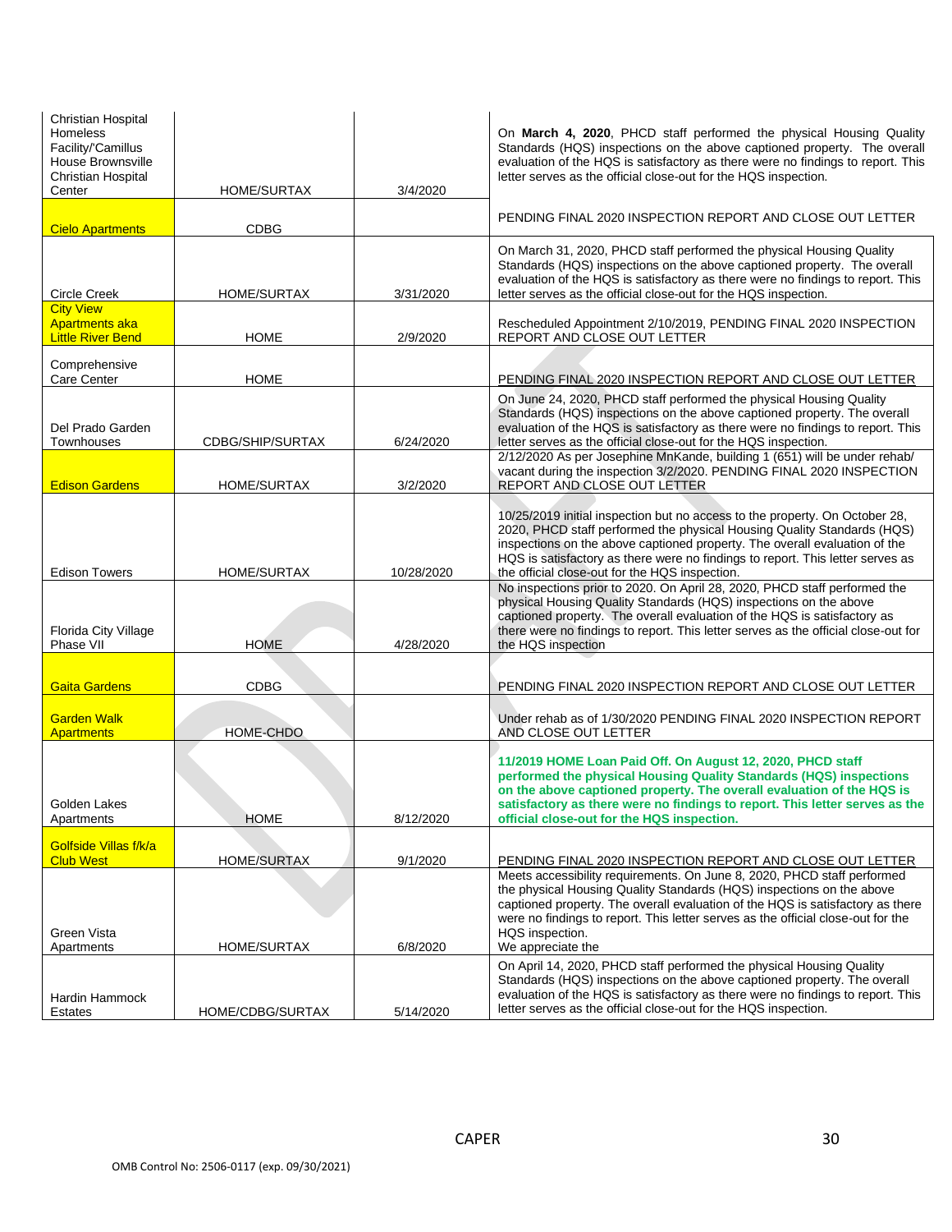| | | | |
|---|---|---|---|
| Christian Hospital Homeless Facility/'Camillus House Brownsville Christian Hospital Center | HOME/SURTAX | 3/4/2020 | On **March 4, 2020**, PHCD staff performed the physical Housing Quality Standards (HQS) inspections on the above captioned property. The overall evaluation of the HQS is satisfactory as there were no findings to report. This letter serves as the official close-out for the HQS inspection. |
| Cielo Apartments | CDBG | | PENDING FINAL 2020 INSPECTION REPORT AND CLOSE OUT LETTER |
| Circle Creek | HOME/SURTAX | 3/31/2020 | On March 31, 2020, PHCD staff performed the physical Housing Quality Standards (HQS) inspections on the above captioned property. The overall evaluation of the HQS is satisfactory as there were no findings to report. This letter serves as the official close-out for the HQS inspection. |
| City View Apartments aka Little River Bend | HOME | 2/9/2020 | Rescheduled Appointment 2/10/2019, PENDING FINAL 2020 INSPECTION REPORT AND CLOSE OUT LETTER |
| Comprehensive Care Center | HOME | | PENDING FINAL 2020 INSPECTION REPORT AND CLOSE OUT LETTER |
| Del Prado Garden Townhouses | CDBG/SHIP/SURTAX | 6/24/2020 | On June 24, 2020, PHCD staff performed the physical Housing Quality Standards (HQS) inspections on the above captioned property. The overall evaluation of the HQS is satisfactory as there were no findings to report. This letter serves as the official close-out for the HQS inspection. |
| Edison Gardens | HOME/SURTAX | 3/2/2020 | 2/12/2020 As per Josephine MnKande, building 1 (651) will be under rehab/ vacant during the inspection 3/2/2020. PENDING FINAL 2020 INSPECTION REPORT AND CLOSE OUT LETTER |
| Edison Towers | HOME/SURTAX | 10/28/2020 | 10/25/2019 initial inspection but no access to the property. On October 28, 2020, PHCD staff performed the physical Housing Quality Standards (HQS) inspections on the above captioned property. The overall evaluation of the HQS is satisfactory as there were no findings to report. This letter serves as the official close-out for the HQS inspection. |
| Florida City Village Phase VII | HOME | 4/28/2020 | No inspections prior to 2020. On April 28, 2020, PHCD staff performed the physical Housing Quality Standards (HQS) inspections on the above captioned property. The overall evaluation of the HQS is satisfactory as there were no findings to report. This letter serves as the official close-out for the HQS inspection |
| Gaita Gardens | CDBG | | PENDING FINAL 2020 INSPECTION REPORT AND CLOSE OUT LETTER |
| Garden Walk Apartments | HOME-CHDO | | Under rehab as of 1/30/2020 PENDING FINAL 2020 INSPECTION REPORT AND CLOSE OUT LETTER |
| Golden Lakes Apartments | HOME | 8/12/2020 | **11/2019 HOME Loan Paid Off. On August 12, 2020, PHCD staff performed the physical Housing Quality Standards (HQS) inspections on the above captioned property. The overall evaluation of the HQS is satisfactory as there were no findings to report. This letter serves as the official close-out for the HQS inspection.** |
| Golfside Villas f/k/a Club West | HOME/SURTAX | 9/1/2020 | PENDING FINAL 2020 INSPECTION REPORT AND CLOSE OUT LETTER |
| Green Vista Apartments | HOME/SURTAX | 6/8/2020 | Meets accessibility requirements. On June 8, 2020, PHCD staff performed the physical Housing Quality Standards (HQS) inspections on the above captioned property. The overall evaluation of the HQS is satisfactory as there were no findings to report. This letter serves as the official close-out for the HQS inspection. We appreciate the |
| Hardin Hammock Estates | HOME/CDBG/SURTAX | 5/14/2020 | On April 14, 2020, PHCD staff performed the physical Housing Quality Standards (HQS) inspections on the above captioned property. The overall evaluation of the HQS is satisfactory as there were no findings to report. This letter serves as the official close-out for the HQS inspection. |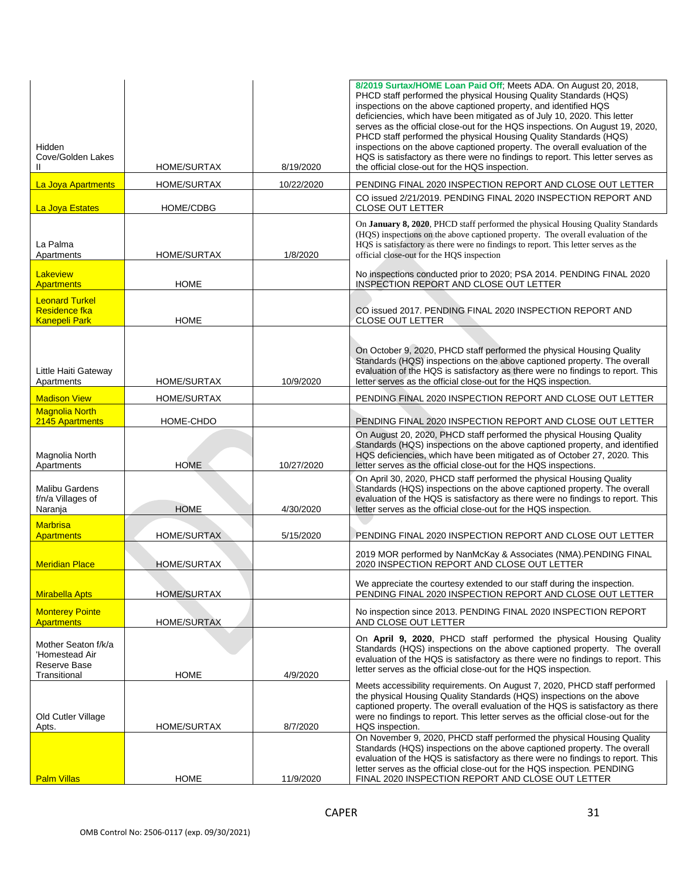| | | | |
|---|---|---|---|
| Hidden Cove/Golden Lakes II | HOME/SURTAX | 8/19/2020 | **8/2019 Surtax/HOME Loan Paid Off**; Meets ADA. On August 20, 2018, PHCD staff performed the physical Housing Quality Standards (HQS) inspections on the above captioned property, and identified HQS deficiencies, which have been mitigated as of July 10, 2020. This letter serves as the official close-out for the HQS inspections. On August 19, 2020, PHCD staff performed the physical Housing Quality Standards (HQS) inspections on the above captioned property. The overall evaluation of the HQS is satisfactory as there were no findings to report. This letter serves as the official close-out for the HQS inspection. |
| La Joya Apartments | HOME/SURTAX | 10/22/2020 | PENDING FINAL 2020 INSPECTION REPORT AND CLOSE OUT LETTER |
| La Joya Estates | HOME/CDBG | | CO issued 2/21/2019. PENDING FINAL 2020 INSPECTION REPORT AND CLOSE OUT LETTER |
| La Palma Apartments | HOME/SURTAX | 1/8/2020 | On **January 8, 2020**, PHCD staff performed the physical Housing Quality Standards (HQS) inspections on the above captioned property. The overall evaluation of the HQS is satisfactory as there were no findings to report. This letter serves as the official close-out for the HQS inspection |
| Lakeview Apartments | HOME | | No inspections conducted prior to 2020; PSA 2014. PENDING FINAL 2020 INSPECTION REPORT AND CLOSE OUT LETTER |
| Leonard Turkel Residence fka Kanepeli Park | HOME | | CO issued 2017. PENDING FINAL 2020 INSPECTION REPORT AND CLOSE OUT LETTER |
| Little Haiti Gateway Apartments | HOME/SURTAX | 10/9/2020 | On October 9, 2020, PHCD staff performed the physical Housing Quality Standards (HQS) inspections on the above captioned property. The overall evaluation of the HQS is satisfactory as there were no findings to report. This letter serves as the official close-out for the HQS inspection. |
| Madison View | HOME/SURTAX | | PENDING FINAL 2020 INSPECTION REPORT AND CLOSE OUT LETTER |
| Magnolia North 2145 Apartments | HOME-CHDO | | PENDING FINAL 2020 INSPECTION REPORT AND CLOSE OUT LETTER |
| Magnolia North Apartments | HOME | 10/27/2020 | On August 20, 2020, PHCD staff performed the physical Housing Quality Standards (HQS) inspections on the above captioned property, and identified HQS deficiencies, which have been mitigated as of October 27, 2020. This letter serves as the official close-out for the HQS inspections. |
| Malibu Gardens f/n/a Villages of Naranja | HOME | 4/30/2020 | On April 30, 2020, PHCD staff performed the physical Housing Quality Standards (HQS) inspections on the above captioned property. The overall evaluation of the HQS is satisfactory as there were no findings to report. This letter serves as the official close-out for the HQS inspection. |
| Marbrisa Apartments | HOME/SURTAX | 5/15/2020 | PENDING FINAL 2020 INSPECTION REPORT AND CLOSE OUT LETTER |
| Meridian Place | HOME/SURTAX | | 2019 MOR performed by NanMcKay & Associates (NMA).PENDING FINAL 2020 INSPECTION REPORT AND CLOSE OUT LETTER |
| Mirabella Apts | HOME/SURTAX | | We appreciate the courtesy extended to our staff during the inspection. PENDING FINAL 2020 INSPECTION REPORT AND CLOSE OUT LETTER |
| Monterey Pointe Apartments | HOME/SURTAX | | No inspection since 2013. PENDING FINAL 2020 INSPECTION REPORT AND CLOSE OUT LETTER |
| Mother Seaton f/k/a 'Homestead Air Reserve Base Transitional | HOME | 4/9/2020 | On **April 9, 2020**, PHCD staff performed the physical Housing Quality Standards (HQS) inspections on the above captioned property. The overall evaluation of the HQS is satisfactory as there were no findings to report. This letter serves as the official close-out for the HQS inspection. |
| Old Cutler Village Apts. | HOME/SURTAX | 8/7/2020 | Meets accessibility requirements. On August 7, 2020, PHCD staff performed the physical Housing Quality Standards (HQS) inspections on the above captioned property. The overall evaluation of the HQS is satisfactory as there were no findings to report. This letter serves as the official close-out for the HQS inspection. |
| Palm Villas | HOME | 11/9/2020 | On November 9, 2020, PHCD staff performed the physical Housing Quality Standards (HQS) inspections on the above captioned property. The overall evaluation of the HQS is satisfactory as there were no findings to report. This letter serves as the official close-out for the HQS inspection. PENDING FINAL 2020 INSPECTION REPORT AND CLOSE OUT LETTER |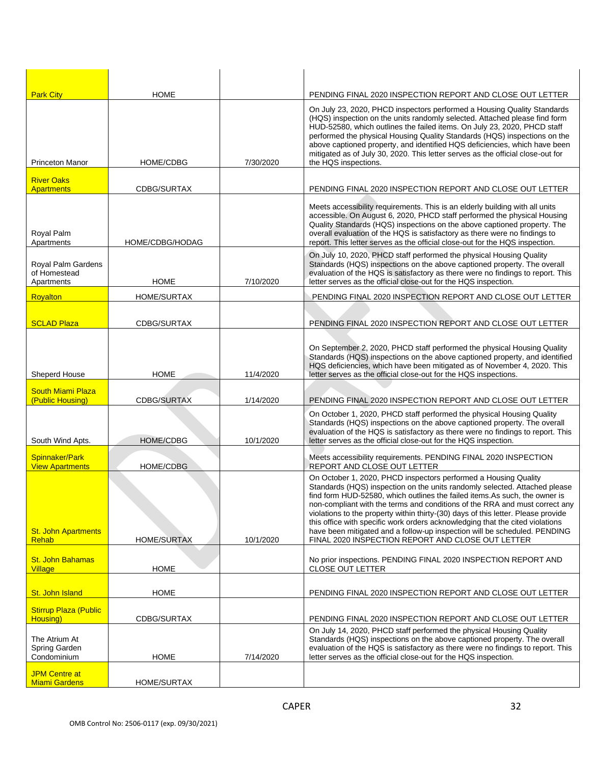| Park City | HOME | | PENDING FINAL 2020 INSPECTION REPORT AND CLOSE OUT LETTER |
|---|---|---|---|
| Princeton Manor | HOME/CDBG | 7/30/2020 | On July 23, 2020, PHCD inspectors performed a Housing Quality Standards (HQS) inspection on the units randomly selected. Attached please find form HUD-52580, which outlines the failed items. On July 23, 2020, PHCD staff performed the physical Housing Quality Standards (HQS) inspections on the above captioned property, and identified HQS deficiencies, which have been mitigated as of July 30, 2020. This letter serves as the official close-out for the HQS inspections. |
| River Oaks Apartments | CDBG/SURTAX | | PENDING FINAL 2020 INSPECTION REPORT AND CLOSE OUT LETTER |
| Royal Palm Apartments | HOME/CDBG/HODAG | | Meets accessibility requirements. This is an elderly building with all units accessible. On August 6, 2020, PHCD staff performed the physical Housing Quality Standards (HQS) inspections on the above captioned property. The overall evaluation of the HQS is satisfactory as there were no findings to report. This letter serves as the official close-out for the HQS inspection. |
| Royal Palm Gardens of Homestead Apartments | HOME | 7/10/2020 | On July 10, 2020, PHCD staff performed the physical Housing Quality Standards (HQS) inspections on the above captioned property. The overall evaluation of the HQS is satisfactory as there were no findings to report. This letter serves as the official close-out for the HQS inspection. |
| Royalton | HOME/SURTAX | | PENDING FINAL 2020 INSPECTION REPORT AND CLOSE OUT LETTER |
| SCLAD Plaza | CDBG/SURTAX | | PENDING FINAL 2020 INSPECTION REPORT AND CLOSE OUT LETTER |
| Sheperd House | HOME | 11/4/2020 | On September 2, 2020, PHCD staff performed the physical Housing Quality Standards (HQS) inspections on the above captioned property, and identified HQS deficiencies, which have been mitigated as of November 4, 2020. This letter serves as the official close-out for the HQS inspections. |
| South Miami Plaza (Public Housing) | CDBG/SURTAX | 1/14/2020 | PENDING FINAL 2020 INSPECTION REPORT AND CLOSE OUT LETTER |
| South Wind Apts. | HOME/CDBG | 10/1/2020 | On October 1, 2020, PHCD staff performed the physical Housing Quality Standards (HQS) inspections on the above captioned property. The overall evaluation of the HQS is satisfactory as there were no findings to report. This letter serves as the official close-out for the HQS inspection. |
| Spinnaker/Park View Apartments | HOME/CDBG | | Meets accessibility requirements. PENDING FINAL 2020 INSPECTION REPORT AND CLOSE OUT LETTER |
| St. John Apartments Rehab | HOME/SURTAX | 10/1/2020 | On October 1, 2020, PHCD inspectors performed a Housing Quality Standards (HQS) inspection on the units randomly selected. Attached please find form HUD-52580, which outlines the failed items.As such, the owner is non-compliant with the terms and conditions of the RRA and must correct any violations to the property within thirty-(30) days of this letter. Please provide this office with specific work orders acknowledging that the cited violations have been mitigated and a follow-up inspection will be scheduled. PENDING FINAL 2020 INSPECTION REPORT AND CLOSE OUT LETTER |
| St. John Bahamas Village | HOME | | No prior inspections. PENDING FINAL 2020 INSPECTION REPORT AND CLOSE OUT LETTER |
| St. John Island | HOME | | PENDING FINAL 2020 INSPECTION REPORT AND CLOSE OUT LETTER |
| Stirrup Plaza (Public Housing) | CDBG/SURTAX | | PENDING FINAL 2020 INSPECTION REPORT AND CLOSE OUT LETTER |
| The Atrium At Spring Garden Condominium | HOME | 7/14/2020 | On July 14, 2020, PHCD staff performed the physical Housing Quality Standards (HQS) inspections on the above captioned property. The overall evaluation of the HQS is satisfactory as there were no findings to report. This letter serves as the official close-out for the HQS inspection. |
| JPM Centre at Miami Gardens | HOME/SURTAX | | |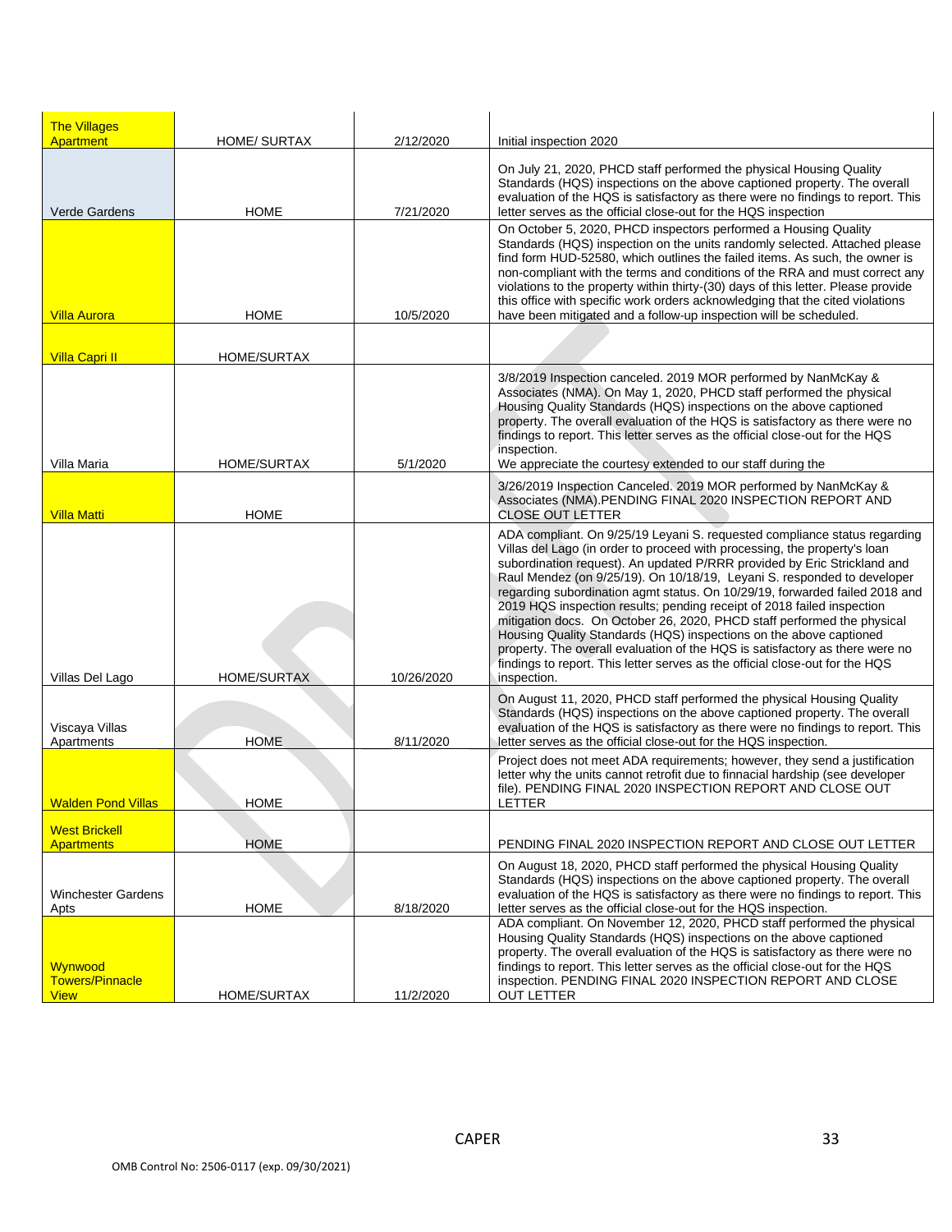| The Villages Apartment | HOME/ SURTAX | 2/12/2020 | Initial inspection 2020 |
|---|---|---|---|
| Verde Gardens | HOME | 7/21/2020 | On July 21, 2020, PHCD staff performed the physical Housing Quality Standards (HQS) inspections on the above captioned property. The overall evaluation of the HQS is satisfactory as there were no findings to report. This letter serves as the official close-out for the HQS inspection |
| Villa Aurora | HOME | 10/5/2020 | On October 5, 2020, PHCD inspectors performed a Housing Quality Standards (HQS) inspection on the units randomly selected. Attached please find form HUD-52580, which outlines the failed items. As such, the owner is non-compliant with the terms and conditions of the RRA and must correct any violations to the property within thirty-(30) days of this letter. Please provide this office with specific work orders acknowledging that the cited violations have been mitigated and a follow-up inspection will be scheduled. |
| Villa Capri II | HOME/SURTAX | | |
| Villa Maria | HOME/SURTAX | 5/1/2020 | 3/8/2019 Inspection canceled. 2019 MOR performed by NanMcKay & Associates (NMA). On May 1, 2020, PHCD staff performed the physical Housing Quality Standards (HQS) inspections on the above captioned property. The overall evaluation of the HQS is satisfactory as there were no findings to report. This letter serves as the official close-out for the HQS inspection. We appreciate the courtesy extended to our staff during the |
| Villa Matti | HOME | | 3/26/2019 Inspection Canceled. 2019 MOR performed by NanMcKay & Associates (NMA).PENDING FINAL 2020 INSPECTION REPORT AND CLOSE OUT LETTER |
| Villas Del Lago | HOME/SURTAX | 10/26/2020 | ADA compliant. On 9/25/19 Leyani S. requested compliance status regarding Villas del Lago (in order to proceed with processing, the property's loan subordination request). An updated P/RRR provided by Eric Strickland and Raul Mendez (on 9/25/19). On 10/18/19, Leyani S. responded to developer regarding subordination agmt status. On 10/29/19, forwarded failed 2018 and 2019 HQS inspection results; pending receipt of 2018 failed inspection mitigation docs. On October 26, 2020, PHCD staff performed the physical Housing Quality Standards (HQS) inspections on the above captioned property. The overall evaluation of the HQS is satisfactory as there were no findings to report. This letter serves as the official close-out for the HQS inspection. |
| Viscaya Villas Apartments | HOME | 8/11/2020 | On August 11, 2020, PHCD staff performed the physical Housing Quality Standards (HQS) inspections on the above captioned property. The overall evaluation of the HQS is satisfactory as there were no findings to report. This letter serves as the official close-out for the HQS inspection. |
| Walden Pond Villas | HOME | | Project does not meet ADA requirements; however, they send a justification letter why the units cannot retrofit due to finnacial hardship (see developer file). PENDING FINAL 2020 INSPECTION REPORT AND CLOSE OUT LETTER |
| West Brickell Apartments | HOME | | PENDING FINAL 2020 INSPECTION REPORT AND CLOSE OUT LETTER |
| Winchester Gardens Apts | HOME | 8/18/2020 | On August 18, 2020, PHCD staff performed the physical Housing Quality Standards (HQS) inspections on the above captioned property. The overall evaluation of the HQS is satisfactory as there were no findings to report. This letter serves as the official close-out for the HQS inspection. |
| Wynwood Towers/Pinnacle View | HOME/SURTAX | 11/2/2020 | ADA compliant. On November 12, 2020, PHCD staff performed the physical Housing Quality Standards (HQS) inspections on the above captioned property. The overall evaluation of the HQS is satisfactory as there were no findings to report. This letter serves as the official close-out for the HQS inspection. PENDING FINAL 2020 INSPECTION REPORT AND CLOSE OUT LETTER |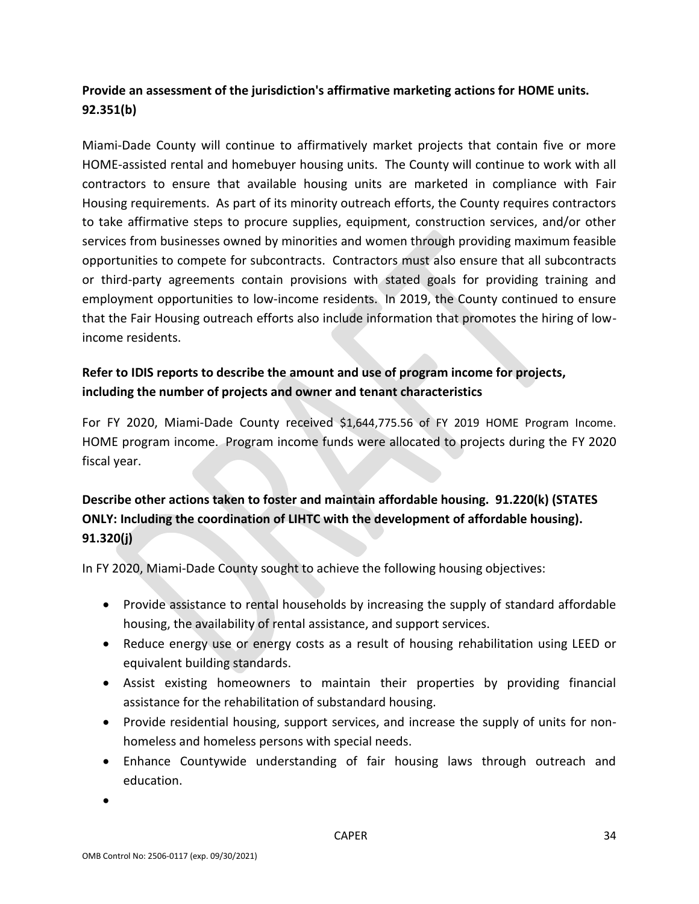**Provide an assessment of the jurisdiction's affirmative marketing actions for HOME units. 92.351(b)**

Miami-Dade County will continue to affirmatively market projects that contain five or more HOME-assisted rental and homebuyer housing units. The County will continue to work with all contractors to ensure that available housing units are marketed in compliance with Fair Housing requirements. As part of its minority outreach efforts, the County requires contractors to take affirmative steps to procure supplies, equipment, construction services, and/or other services from businesses owned by minorities and women through providing maximum feasible opportunities to compete for subcontracts. Contractors must also ensure that all subcontracts or third-party agreements contain provisions with stated goals for providing training and employment opportunities to low-income residents. In 2019, the County continued to ensure that the Fair Housing outreach efforts also include information that promotes the hiring of low-income residents.

**Refer to IDIS reports to describe the amount and use of program income for projects, including the number of projects and owner and tenant characteristics**

For FY 2020, Miami-Dade County received $1,644,775.56 of FY 2019 HOME Program Income. HOME program income. Program income funds were allocated to projects during the FY 2020 fiscal year.

**Describe other actions taken to foster and maintain affordable housing. 91.220(k) (STATES ONLY: Including the coordination of LIHTC with the development of affordable housing). 91.320(j)**

In FY 2020, Miami-Dade County sought to achieve the following housing objectives:

- Provide assistance to rental households by increasing the supply of standard affordable housing, the availability of rental assistance, and support services.
- Reduce energy use or energy costs as a result of housing rehabilitation using LEED or equivalent building standards.
- Assist existing homeowners to maintain their properties by providing financial assistance for the rehabilitation of substandard housing.
- Provide residential housing, support services, and increase the supply of units for non-homeless and homeless persons with special needs.
- Enhance Countywide understanding of fair housing laws through outreach and education.
-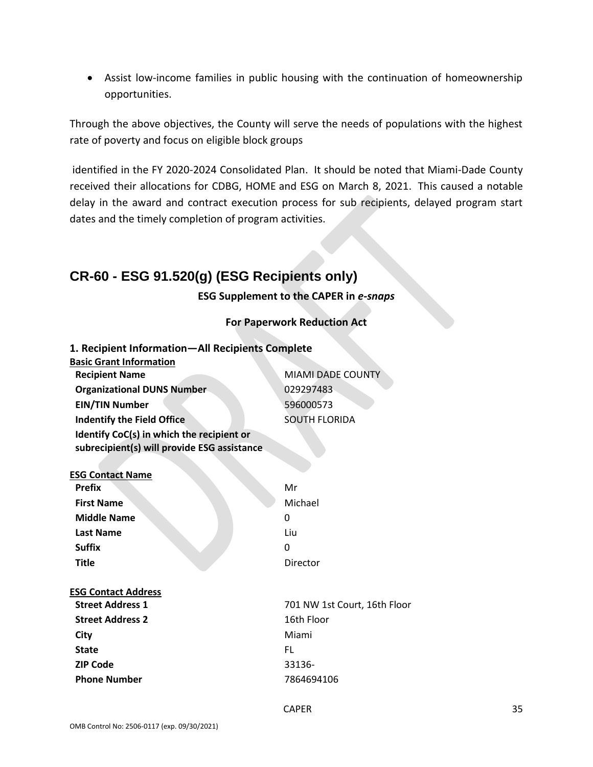- Assist low-income families in public housing with the continuation of homeownership opportunities.

Through the above objectives, the County will serve the needs of populations with the highest rate of poverty and focus on eligible block groups

identified in the FY 2020-2024 Consolidated Plan. It should be noted that Miami-Dade County received their allocations for CDBG, HOME and ESG on March 8, 2021. This caused a notable delay in the award and contract execution process for sub recipients, delayed program start dates and the timely completion of program activities.

## CR-60 - ESG 91.520(g) (ESG Recipients only)

**ESG Supplement to the CAPER in *e-snaps***

**For Paperwork Reduction Act**

### 1. Recipient Information—All Recipients Complete

**Basic Grant Information**

| | |
|---|---|
| **Recipient Name** | MIAMI DADE COUNTY |
| **Organizational DUNS Number** | 029297483 |
| **EIN/TIN Number** | 596000573 |
| **Indentify the Field Office** | SOUTH FLORIDA |
| **Identify CoC(s) in which the recipient or subrecipient(s) will provide ESG assistance** | |

**ESG Contact Name**

| | |
|---|---|
| **Prefix** | Mr |
| **First Name** | Michael |
| **Middle Name** | 0 |
| **Last Name** | Liu |
| **Suffix** | 0 |
| **Title** | Director |

**ESG Contact Address**

| | |
|---|---|
| **Street Address 1** | 701 NW 1st Court, 16th Floor |
| **Street Address 2** | 16th Floor |
| **City** | Miami |
| **State** | FL |
| **ZIP Code** | 33136- |
| **Phone Number** | 7864694106 |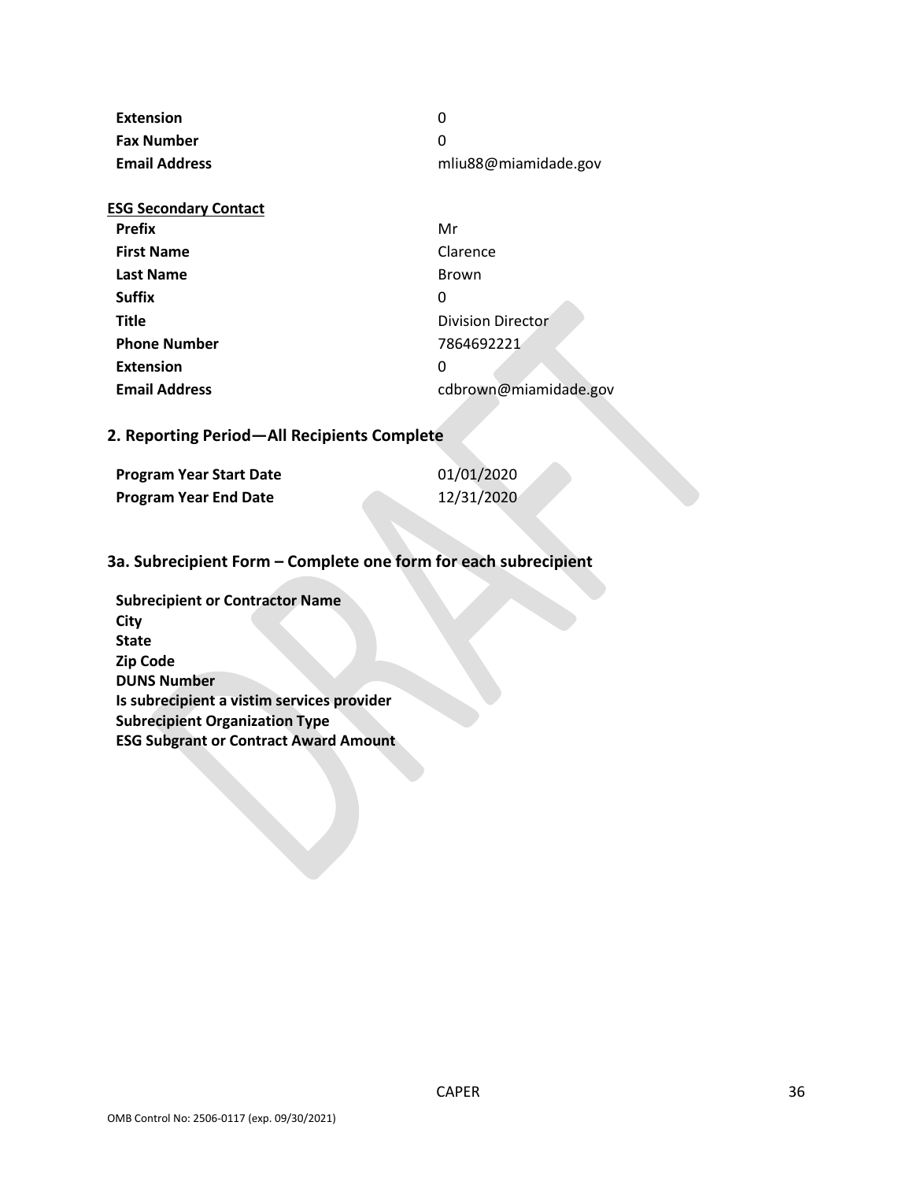| | |
|---|---|
| **Extension** | 0 |
| **Fax Number** | 0 |
| **Email Address** | mliu88@miamidade.gov |

**ESG Secondary Contact**

| | |
|---|---|
| **Prefix** | Mr |
| **First Name** | Clarence |
| **Last Name** | Brown |
| **Suffix** | 0 |
| **Title** | Division Director |
| **Phone Number** | 7864692221 |
| **Extension** | 0 |
| **Email Address** | cdbrown@miamidade.gov |

## 2. Reporting Period—All Recipients Complete

| | |
|---|---|
| **Program Year Start Date** | 01/01/2020 |
| **Program Year End Date** | 12/31/2020 |

## 3a. Subrecipient Form – Complete one form for each subrecipient

**Subrecipient or Contractor Name**
**City**
**State**
**Zip Code**
**DUNS Number**
**Is subrecipient a vistim services provider**
**Subrecipient Organization Type**
**ESG Subgrant or Contract Award Amount**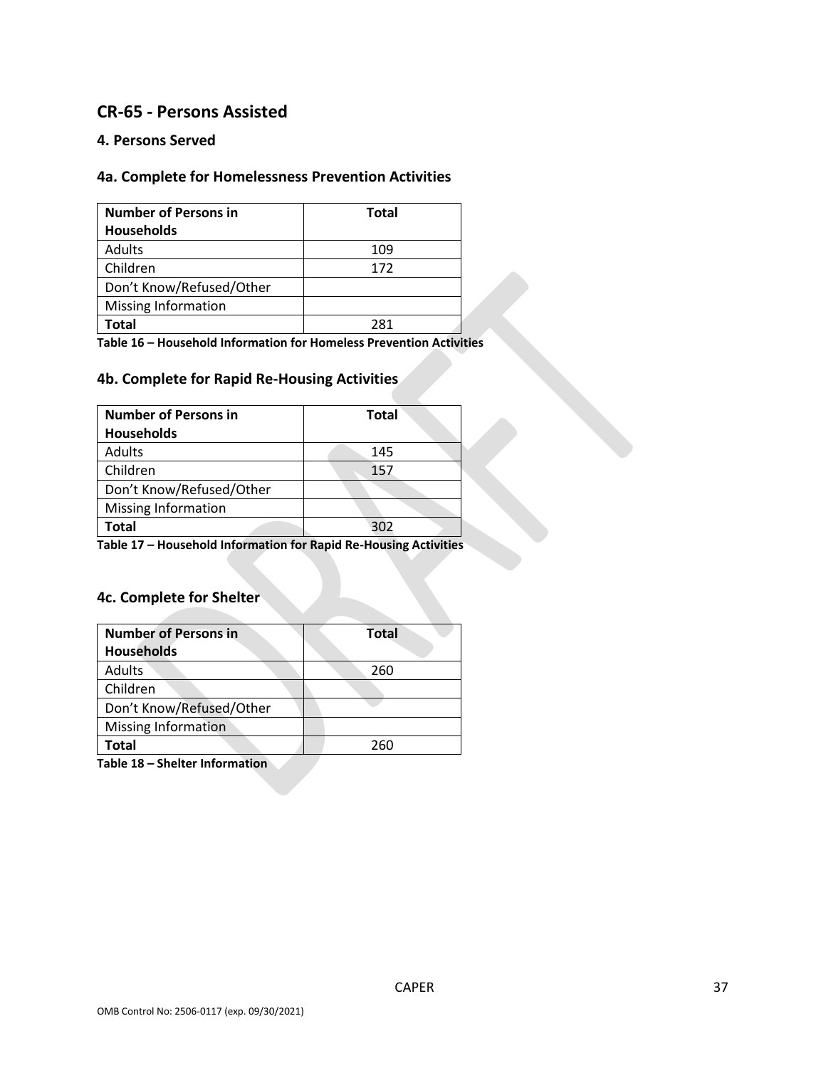## CR-65 - Persons Assisted

### 4. Persons Served

### 4a. Complete for Homelessness Prevention Activities

| Number of Persons in Households | Total |
|---|---|
| Adults | 109 |
| Children | 172 |
| Don't Know/Refused/Other | |
| Missing Information | |
| **Total** | 281 |

**Table 16 – Household Information for Homeless Prevention Activities**

### 4b. Complete for Rapid Re-Housing Activities

| Number of Persons in Households | Total |
|---|---|
| Adults | 145 |
| Children | 157 |
| Don't Know/Refused/Other | |
| Missing Information | |
| **Total** | 302 |

**Table 17 – Household Information for Rapid Re-Housing Activities**

### 4c. Complete for Shelter

| Number of Persons in Households | Total |
|---|---|
| Adults | 260 |
| Children | |
| Don't Know/Refused/Other | |
| Missing Information | |
| **Total** | 260 |

**Table 18 – Shelter Information**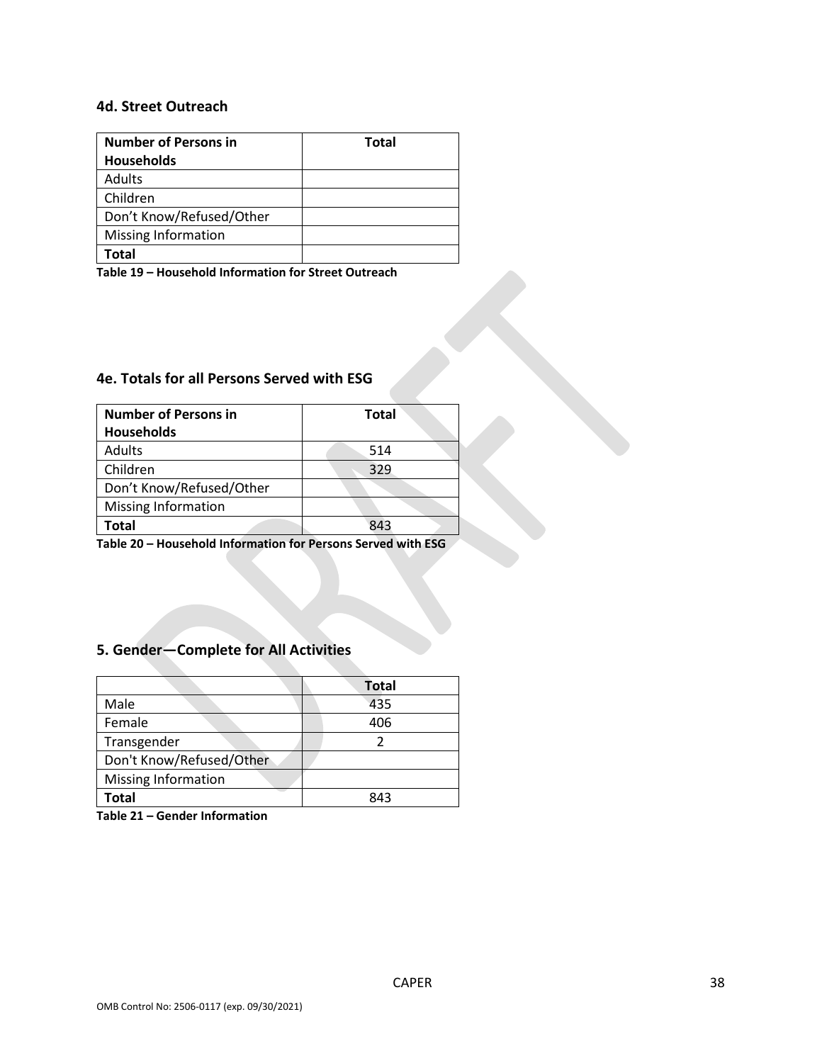### 4d. Street Outreach

| Number of Persons in Households | Total |
|---|---|
| Adults | |
| Children | |
| Don't Know/Refused/Other | |
| Missing Information | |
| **Total** | |

**Table 19 – Household Information for Street Outreach**

### 4e. Totals for all Persons Served with ESG

| Number of Persons in Households | Total |
|---|---|
| Adults | 514 |
| Children | 329 |
| Don't Know/Refused/Other | |
| Missing Information | |
| **Total** | 843 |

**Table 20 – Household Information for Persons Served with ESG**

## 5. Gender—Complete for All Activities

| | Total |
|---|---|
| Male | 435 |
| Female | 406 |
| Transgender | 2 |
| Don't Know/Refused/Other | |
| Missing Information | |
| **Total** | 843 |

**Table 21 – Gender Information**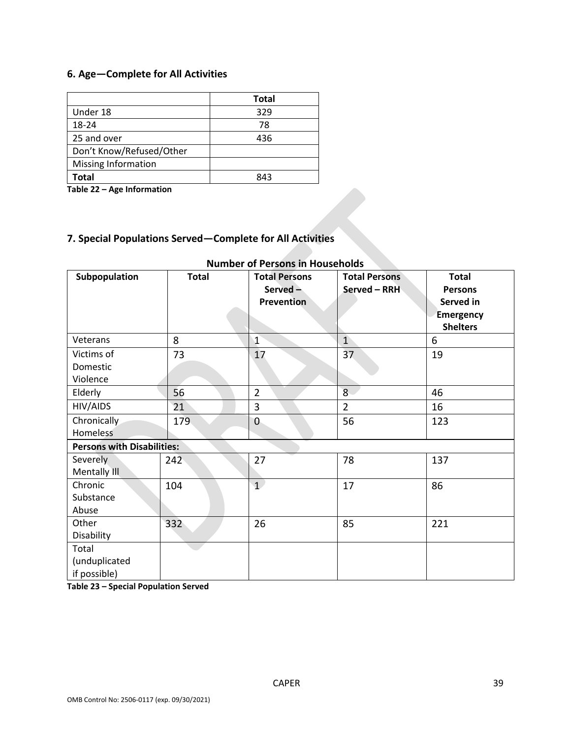## 6. Age—Complete for All Activities

| | Total |
|---|---|
| Under 18 | 329 |
| 18-24 | 78 |
| 25 and over | 436 |
| Don't Know/Refused/Other | |
| Missing Information | |
| **Total** | 843 |

**Table 22 – Age Information**

## 7. Special Populations Served—Complete for All Activities

**Number of Persons in Households**

| Subpopulation | Total | Total Persons Served – Prevention | Total Persons Served – RRH | Total Persons Served in Emergency Shelters |
|---|---|---|---|---|
| Veterans | 8 | 1 | 1 | 6 |
| Victims of Domestic Violence | 73 | 17 | 37 | 19 |
| Elderly | 56 | 2 | 8 | 46 |
| HIV/AIDS | 21 | 3 | 2 | 16 |
| Chronically Homeless | 179 | 0 | 56 | 123 |
| **Persons with Disabilities:** | | | | |
| Severely Mentally Ill | 242 | 27 | 78 | 137 |
| Chronic Substance Abuse | 104 | 1 | 17 | 86 |
| Other Disability | 332 | 26 | 85 | 221 |
| Total (unduplicated if possible) | | | | |

**Table 23 – Special Population Served**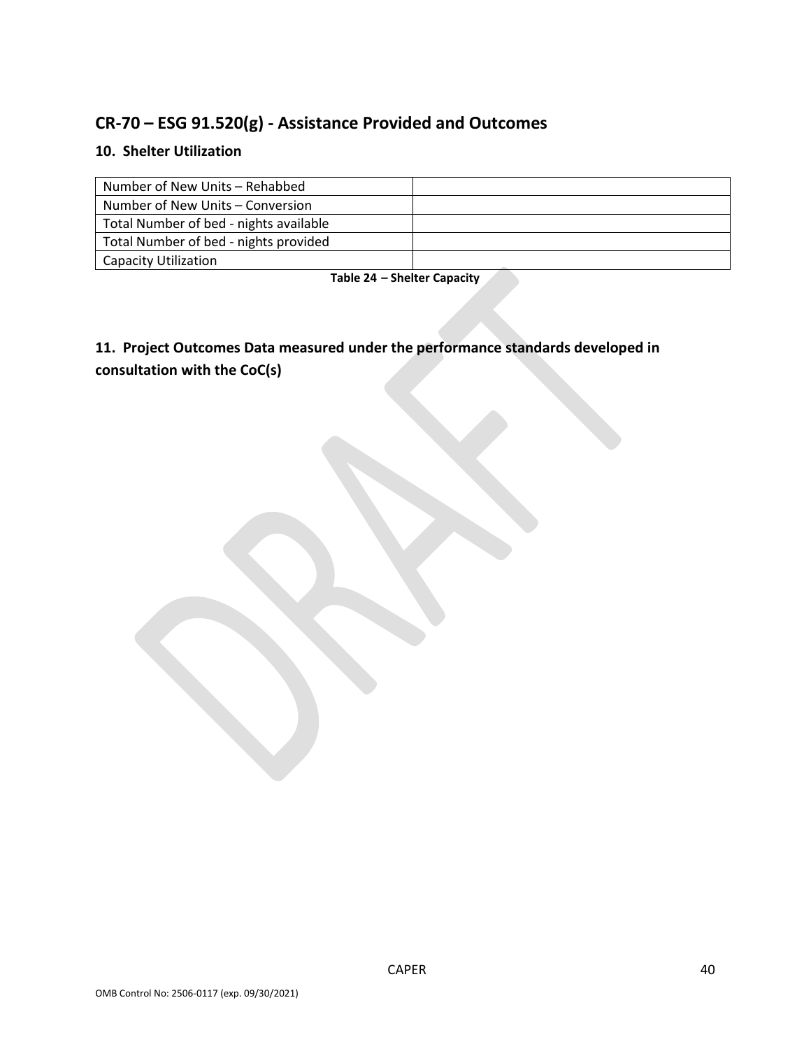## CR-70 – ESG 91.520(g) - Assistance Provided and Outcomes

### 10. Shelter Utilization

| | |
|---|---|
| Number of New Units – Rehabbed | |
| Number of New Units – Conversion | |
| Total Number of bed - nights available | |
| Total Number of bed - nights provided | |
| Capacity Utilization | |

**Table 24 – Shelter Capacity**

### 11. Project Outcomes Data measured under the performance standards developed in consultation with the CoC(s)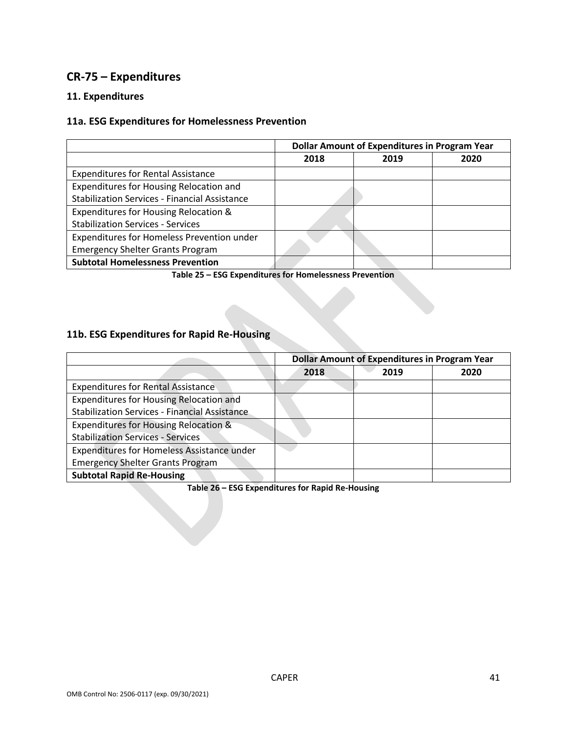## CR-75 – Expenditures

### 11. Expenditures

### 11a. ESG Expenditures for Homelessness Prevention

| | Dollar Amount of Expenditures in Program Year | | |
|---|---|---|---|
| | 2018 | 2019 | 2020 |
| Expenditures for Rental Assistance | | | |
| Expenditures for Housing Relocation and Stabilization Services - Financial Assistance | | | |
| Expenditures for Housing Relocation & Stabilization Services - Services | | | |
| Expenditures for Homeless Prevention under Emergency Shelter Grants Program | | | |
| **Subtotal Homelessness Prevention** | | | |

**Table 25 – ESG Expenditures for Homelessness Prevention**

### 11b. ESG Expenditures for Rapid Re-Housing

| | Dollar Amount of Expenditures in Program Year | | |
|---|---|---|---|
| | 2018 | 2019 | 2020 |
| Expenditures for Rental Assistance | | | |
| Expenditures for Housing Relocation and Stabilization Services - Financial Assistance | | | |
| Expenditures for Housing Relocation & Stabilization Services - Services | | | |
| Expenditures for Homeless Assistance under Emergency Shelter Grants Program | | | |
| **Subtotal Rapid Re-Housing** | | | |

**Table 26 – ESG Expenditures for Rapid Re-Housing**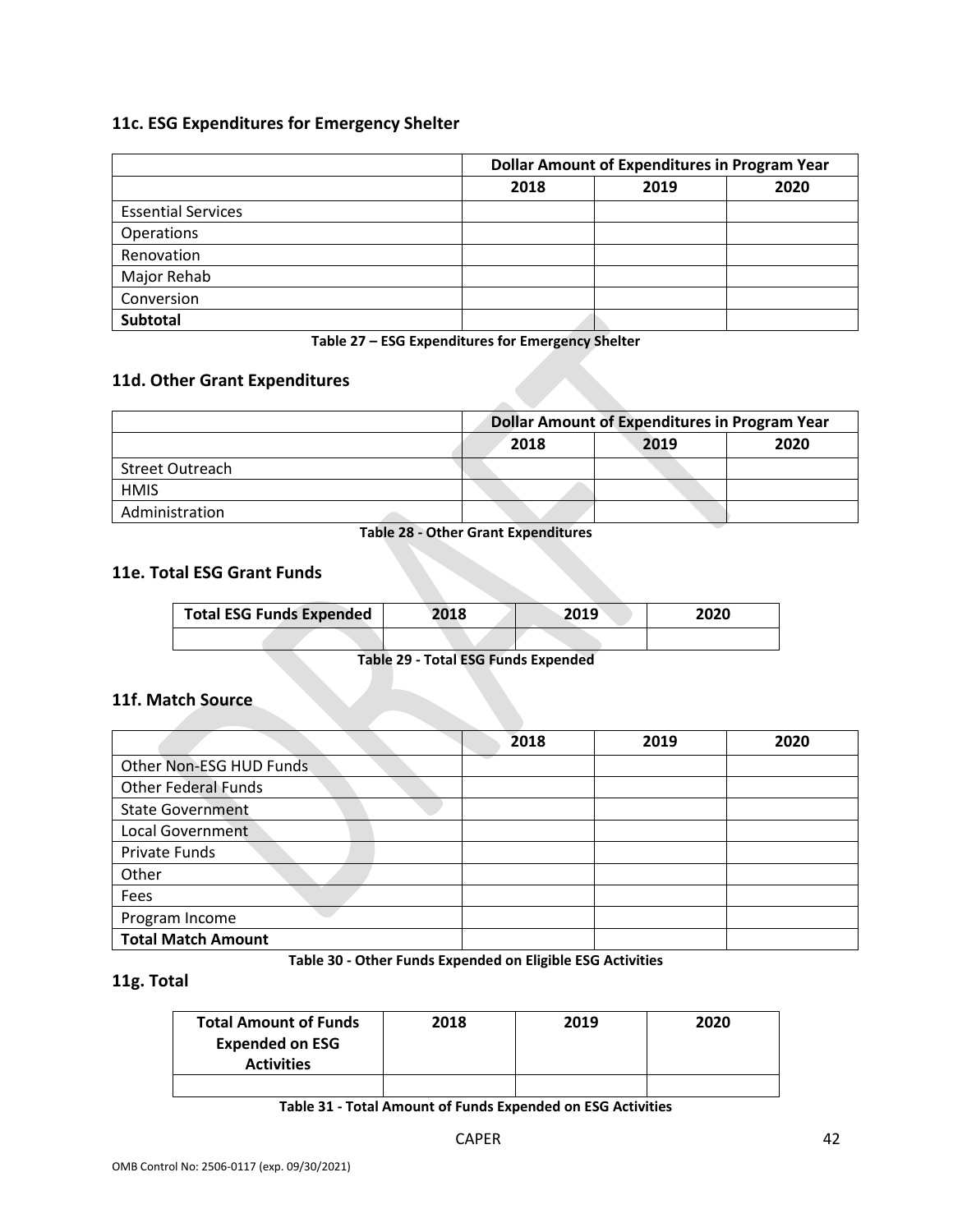### 11c. ESG Expenditures for Emergency Shelter

| | Dollar Amount of Expenditures in Program Year | | |
|---|---|---|---|
| | 2018 | 2019 | 2020 |
| Essential Services | | | |
| Operations | | | |
| Renovation | | | |
| Major Rehab | | | |
| Conversion | | | |
| **Subtotal** | | | |

**Table 27 – ESG Expenditures for Emergency Shelter**

### 11d. Other Grant Expenditures

| | Dollar Amount of Expenditures in Program Year | | |
|---|---|---|---|
| | 2018 | 2019 | 2020 |
| Street Outreach | | | |
| HMIS | | | |
| Administration | | | |

**Table 28 - Other Grant Expenditures**

### 11e. Total ESG Grant Funds

| Total ESG Funds Expended | 2018 | 2019 | 2020 |
|---|---|---|---|
| | | | |

**Table 29 - Total ESG Funds Expended**

### 11f. Match Source

| | 2018 | 2019 | 2020 |
|---|---|---|---|
| Other Non-ESG HUD Funds | | | |
| Other Federal Funds | | | |
| State Government | | | |
| Local Government | | | |
| Private Funds | | | |
| Other | | | |
| Fees | | | |
| Program Income | | | |
| **Total Match Amount** | | | |

**Table 30 - Other Funds Expended on Eligible ESG Activities**

### 11g. Total

| Total Amount of Funds Expended on ESG Activities | 2018 | 2019 | 2020 |
|---|---|---|---|
| | | | |

**Table 31 - Total Amount of Funds Expended on ESG Activities**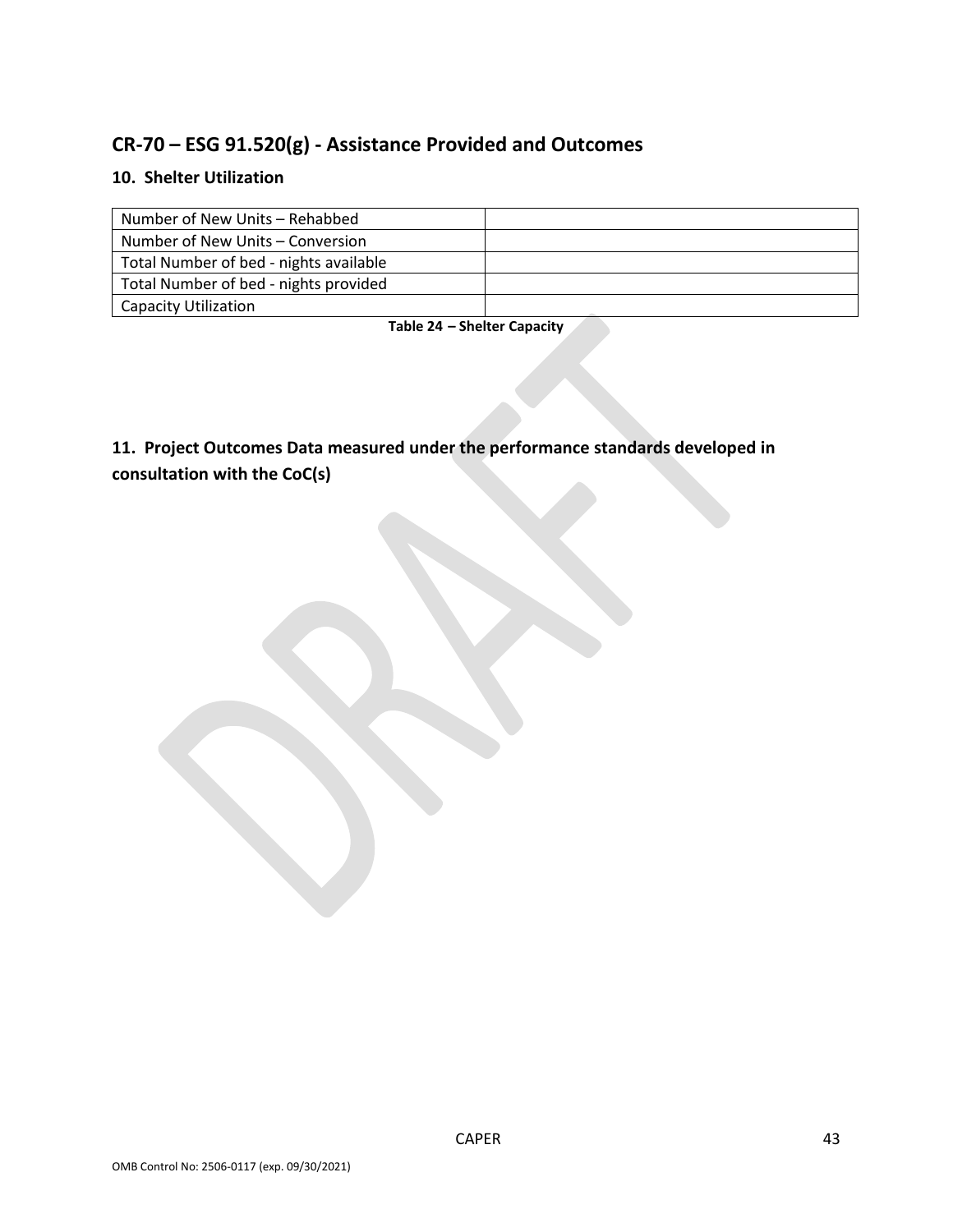## CR-70 – ESG 91.520(g) - Assistance Provided and Outcomes

### 10. Shelter Utilization

| | |
|---|---|
| Number of New Units – Rehabbed | |
| Number of New Units – Conversion | |
| Total Number of bed - nights available | |
| Total Number of bed - nights provided | |
| Capacity Utilization | |

**Table 24 – Shelter Capacity**

### 11. Project Outcomes Data measured under the performance standards developed in consultation with the CoC(s)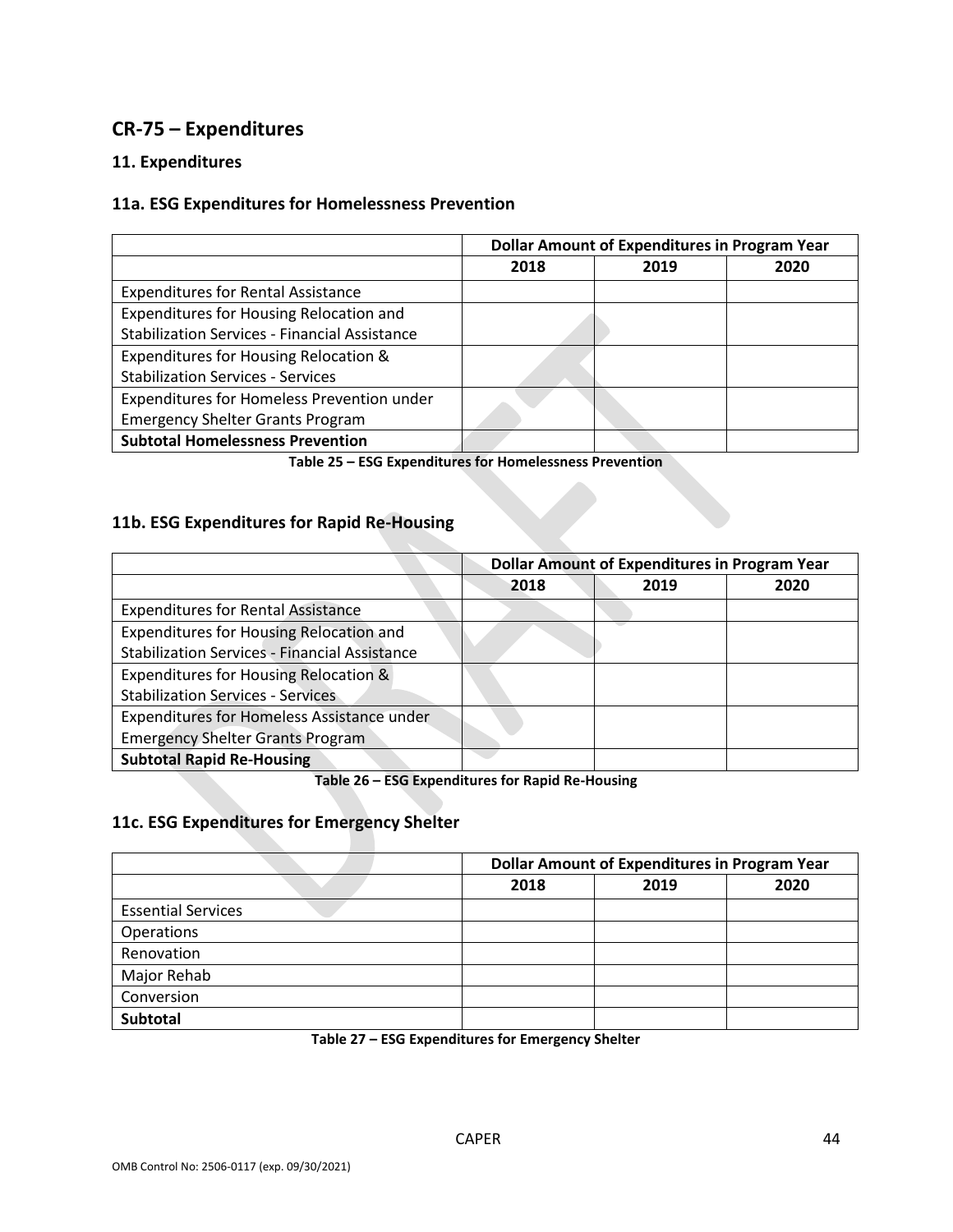## CR-75 – Expenditures

### 11. Expenditures

### 11a. ESG Expenditures for Homelessness Prevention

| | Dollar Amount of Expenditures in Program Year | | |
|---|---|---|---|
| | 2018 | 2019 | 2020 |
| Expenditures for Rental Assistance | | | |
| Expenditures for Housing Relocation and Stabilization Services - Financial Assistance | | | |
| Expenditures for Housing Relocation & Stabilization Services - Services | | | |
| Expenditures for Homeless Prevention under Emergency Shelter Grants Program | | | |
| **Subtotal Homelessness Prevention** | | | |

**Table 25 – ESG Expenditures for Homelessness Prevention**

### 11b. ESG Expenditures for Rapid Re-Housing

| | Dollar Amount of Expenditures in Program Year | | |
|---|---|---|---|
| | 2018 | 2019 | 2020 |
| Expenditures for Rental Assistance | | | |
| Expenditures for Housing Relocation and Stabilization Services - Financial Assistance | | | |
| Expenditures for Housing Relocation & Stabilization Services - Services | | | |
| Expenditures for Homeless Assistance under Emergency Shelter Grants Program | | | |
| **Subtotal Rapid Re-Housing** | | | |

**Table 26 – ESG Expenditures for Rapid Re-Housing**

### 11c. ESG Expenditures for Emergency Shelter

| | Dollar Amount of Expenditures in Program Year | | |
|---|---|---|---|
| | 2018 | 2019 | 2020 |
| Essential Services | | | |
| Operations | | | |
| Renovation | | | |
| Major Rehab | | | |
| Conversion | | | |
| **Subtotal** | | | |

**Table 27 – ESG Expenditures for Emergency Shelter**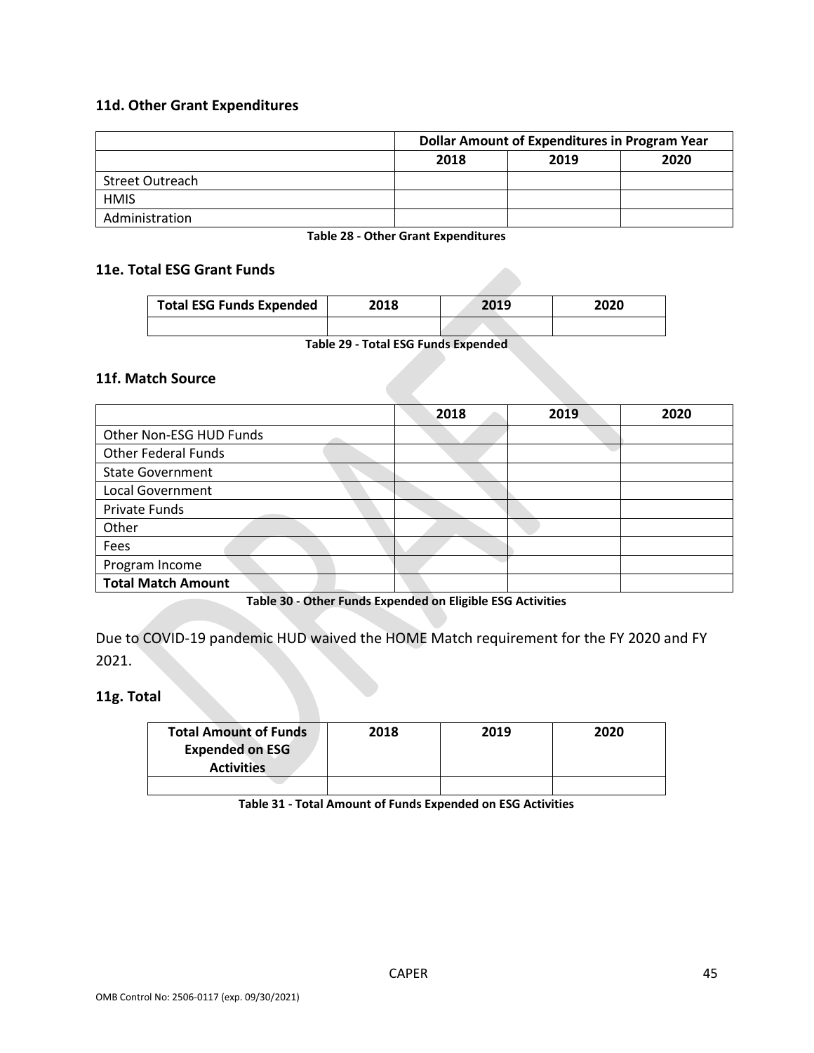### 11d. Other Grant Expenditures

| | Dollar Amount of Expenditures in Program Year | | |
|---|---|---|---|
| | 2018 | 2019 | 2020 |
| Street Outreach | | | |
| HMIS | | | |
| Administration | | | |

**Table 28 - Other Grant Expenditures**

### 11e. Total ESG Grant Funds

| Total ESG Funds Expended | 2018 | 2019 | 2020 |
|---|---|---|---|
| | | | |

**Table 29 - Total ESG Funds Expended**

### 11f. Match Source

| | 2018 | 2019 | 2020 |
|---|---|---|---|
| Other Non-ESG HUD Funds | | | |
| Other Federal Funds | | | |
| State Government | | | |
| Local Government | | | |
| Private Funds | | | |
| Other | | | |
| Fees | | | |
| Program Income | | | |
| **Total Match Amount** | | | |

**Table 30 - Other Funds Expended on Eligible ESG Activities**

Due to COVID-19 pandemic HUD waived the HOME Match requirement for the FY 2020 and FY 2021.

### 11g. Total

| Total Amount of Funds Expended on ESG Activities | 2018 | 2019 | 2020 |
|---|---|---|---|
| | | | |

**Table 31 - Total Amount of Funds Expended on ESG Activities**